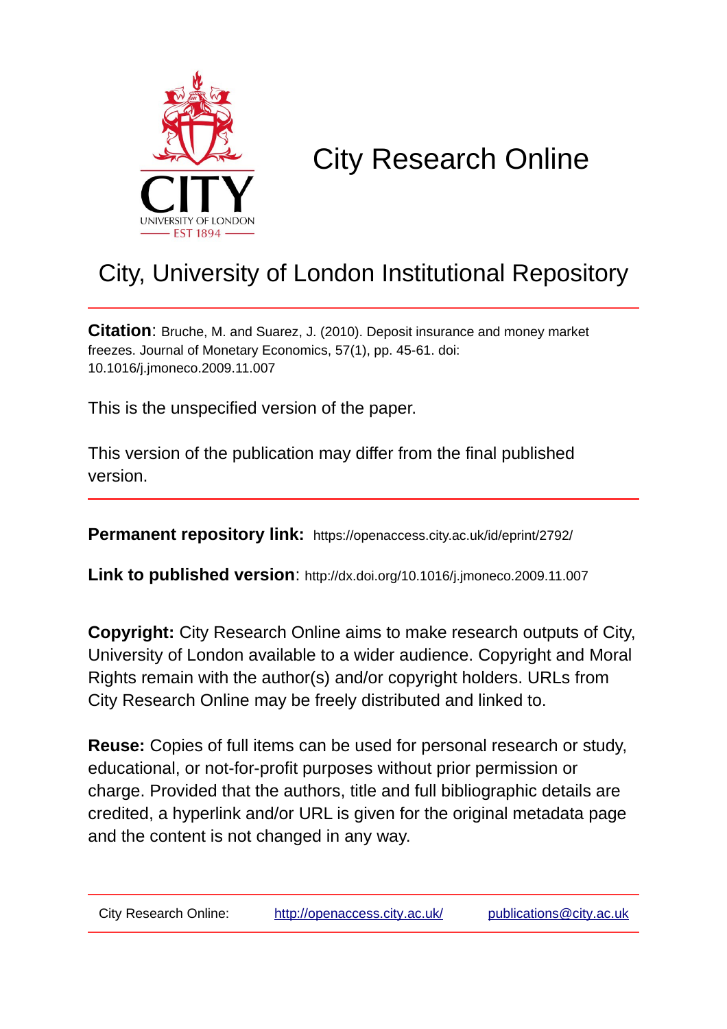CITY
UNIVERSITY OF LONDON
EST 1894

# City Research Online

## City, University of London Institutional Repository

**Citation**: Bruche, M. and Suarez, J. (2010). Deposit insurance and money market freezes. Journal of Monetary Economics, 57(1), pp. 45-61. doi: 10.1016/j.jmoneco.2009.11.007

This is the unspecified version of the paper.

This version of the publication may differ from the final published version.

**Permanent repository link:** https://openaccess.city.ac.uk/id/eprint/2792/

**Link to published version**: http://dx.doi.org/10.1016/j.jmoneco.2009.11.007

**Copyright:** City Research Online aims to make research outputs of City, University of London available to a wider audience. Copyright and Moral Rights remain with the author(s) and/or copyright holders. URLs from City Research Online may be freely distributed and linked to.

**Reuse:** Copies of full items can be used for personal research or study, educational, or not-for-profit purposes without prior permission or charge. Provided that the authors, title and full bibliographic details are credited, a hyperlink and/or URL is given for the original metadata page and the content is not changed in any way.

City Research Online: http://openaccess.city.ac.uk/ publications@city.ac.uk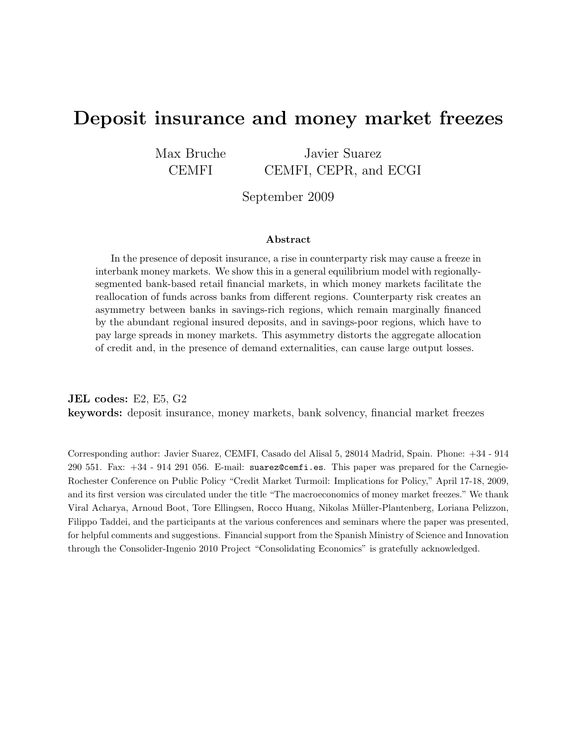# Deposit insurance and money market freezes

Max Bruche
CEMFI

Javier Suarez
CEMFI, CEPR, and ECGI

September 2009

### Abstract

In the presence of deposit insurance, a rise in counterparty risk may cause a freeze in interbank money markets. We show this in a general equilibrium model with regionally-segmented bank-based retail financial markets, in which money markets facilitate the reallocation of funds across banks from different regions. Counterparty risk creates an asymmetry between banks in savings-rich regions, which remain marginally financed by the abundant regional insured deposits, and in savings-poor regions, which have to pay large spreads in money markets. This asymmetry distorts the aggregate allocation of credit and, in the presence of demand externalities, can cause large output losses.

**JEL codes:** E2, E5, G2
**keywords:** deposit insurance, money markets, bank solvency, financial market freezes

Corresponding author: Javier Suarez, CEMFI, Casado del Alisal 5, 28014 Madrid, Spain. Phone: +34 - 914 290 551. Fax: +34 - 914 291 056. E-mail: suarez@cemfi.es. This paper was prepared for the Carnegie-Rochester Conference on Public Policy "Credit Market Turmoil: Implications for Policy," April 17-18, 2009, and its first version was circulated under the title "The macroeconomics of money market freezes." We thank Viral Acharya, Arnoud Boot, Tore Ellingsen, Rocco Huang, Nikolas Müller-Plantenberg, Loriana Pelizzon, Filippo Taddei, and the participants at the various conferences and seminars where the paper was presented, for helpful comments and suggestions. Financial support from the Spanish Ministry of Science and Innovation through the Consolider-Ingenio 2010 Project "Consolidating Economics" is gratefully acknowledged.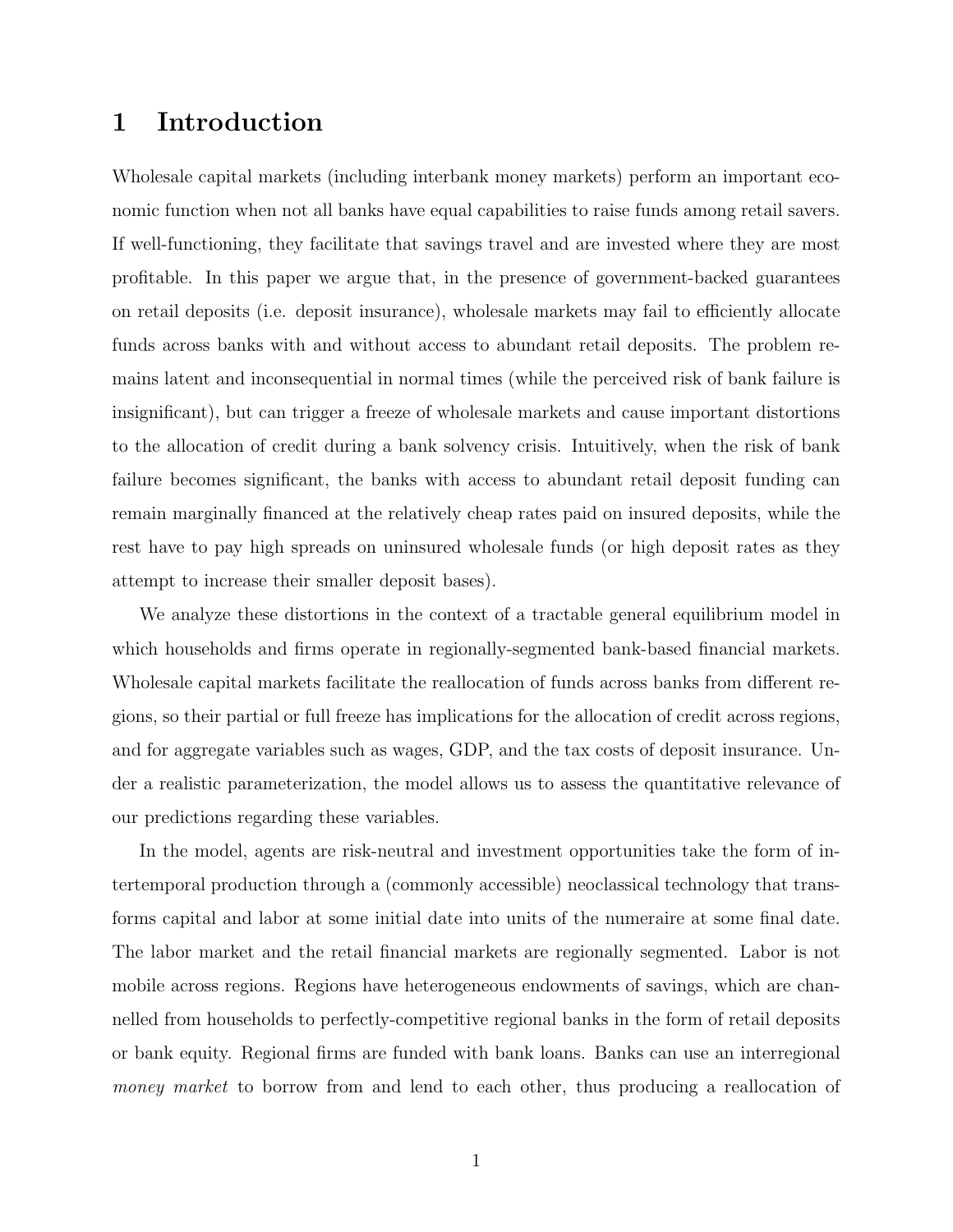# 1 Introduction

Wholesale capital markets (including interbank money markets) perform an important economic function when not all banks have equal capabilities to raise funds among retail savers. If well-functioning, they facilitate that savings travel and are invested where they are most profitable. In this paper we argue that, in the presence of government-backed guarantees on retail deposits (i.e. deposit insurance), wholesale markets may fail to efficiently allocate funds across banks with and without access to abundant retail deposits. The problem remains latent and inconsequential in normal times (while the perceived risk of bank failure is insignificant), but can trigger a freeze of wholesale markets and cause important distortions to the allocation of credit during a bank solvency crisis. Intuitively, when the risk of bank failure becomes significant, the banks with access to abundant retail deposit funding can remain marginally financed at the relatively cheap rates paid on insured deposits, while the rest have to pay high spreads on uninsured wholesale funds (or high deposit rates as they attempt to increase their smaller deposit bases).

We analyze these distortions in the context of a tractable general equilibrium model in which households and firms operate in regionally-segmented bank-based financial markets. Wholesale capital markets facilitate the reallocation of funds across banks from different regions, so their partial or full freeze has implications for the allocation of credit across regions, and for aggregate variables such as wages, GDP, and the tax costs of deposit insurance. Under a realistic parameterization, the model allows us to assess the quantitative relevance of our predictions regarding these variables.

In the model, agents are risk-neutral and investment opportunities take the form of intertemporal production through a (commonly accessible) neoclassical technology that transforms capital and labor at some initial date into units of the numeraire at some final date. The labor market and the retail financial markets are regionally segmented. Labor is not mobile across regions. Regions have heterogeneous endowments of savings, which are channelled from households to perfectly-competitive regional banks in the form of retail deposits or bank equity. Regional firms are funded with bank loans. Banks can use an interregional *money market* to borrow from and lend to each other, thus producing a reallocation of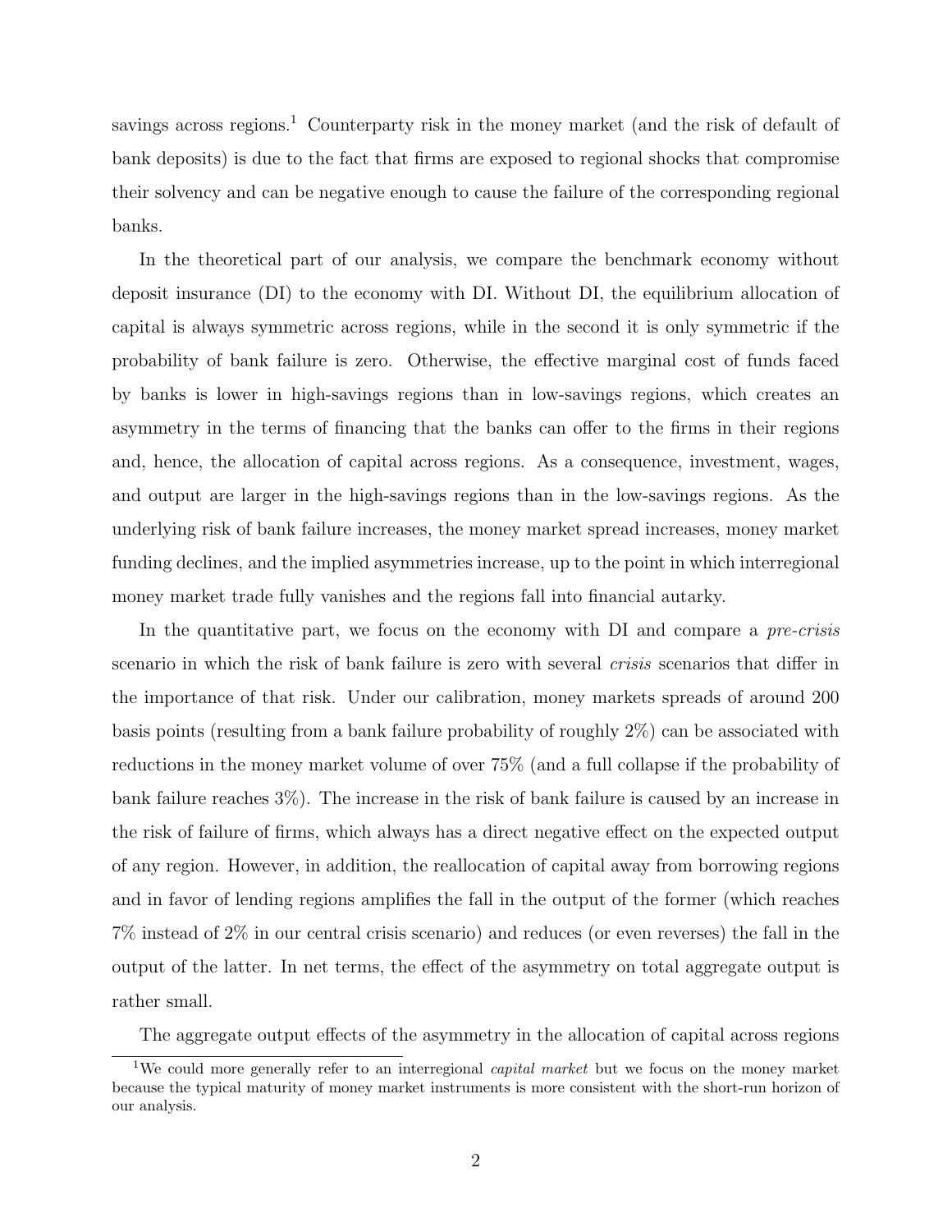savings across regions.[1] Counterparty risk in the money market (and the risk of default of bank deposits) is due to the fact that firms are exposed to regional shocks that compromise their solvency and can be negative enough to cause the failure of the corresponding regional banks.

In the theoretical part of our analysis, we compare the benchmark economy without deposit insurance (DI) to the economy with DI. Without DI, the equilibrium allocation of capital is always symmetric across regions, while in the second it is only symmetric if the probability of bank failure is zero. Otherwise, the effective marginal cost of funds faced by banks is lower in high-savings regions than in low-savings regions, which creates an asymmetry in the terms of financing that the banks can offer to the firms in their regions and, hence, the allocation of capital across regions. As a consequence, investment, wages, and output are larger in the high-savings regions than in the low-savings regions. As the underlying risk of bank failure increases, the money market spread increases, money market funding declines, and the implied asymmetries increase, up to the point in which interregional money market trade fully vanishes and the regions fall into financial autarky.

In the quantitative part, we focus on the economy with DI and compare a *pre-crisis* scenario in which the risk of bank failure is zero with several *crisis* scenarios that differ in the importance of that risk. Under our calibration, money markets spreads of around 200 basis points (resulting from a bank failure probability of roughly 2%) can be associated with reductions in the money market volume of over 75% (and a full collapse if the probability of bank failure reaches 3%). The increase in the risk of bank failure is caused by an increase in the risk of failure of firms, which always has a direct negative effect on the expected output of any region. However, in addition, the reallocation of capital away from borrowing regions and in favor of lending regions amplifies the fall in the output of the former (which reaches 7% instead of 2% in our central crisis scenario) and reduces (or even reverses) the fall in the output of the latter. In net terms, the effect of the asymmetry on total aggregate output is rather small.

The aggregate output effects of the asymmetry in the allocation of capital across regions

[1] We could more generally refer to an interregional *capital market* but we focus on the money market because the typical maturity of money market instruments is more consistent with the short-run horizon of our analysis.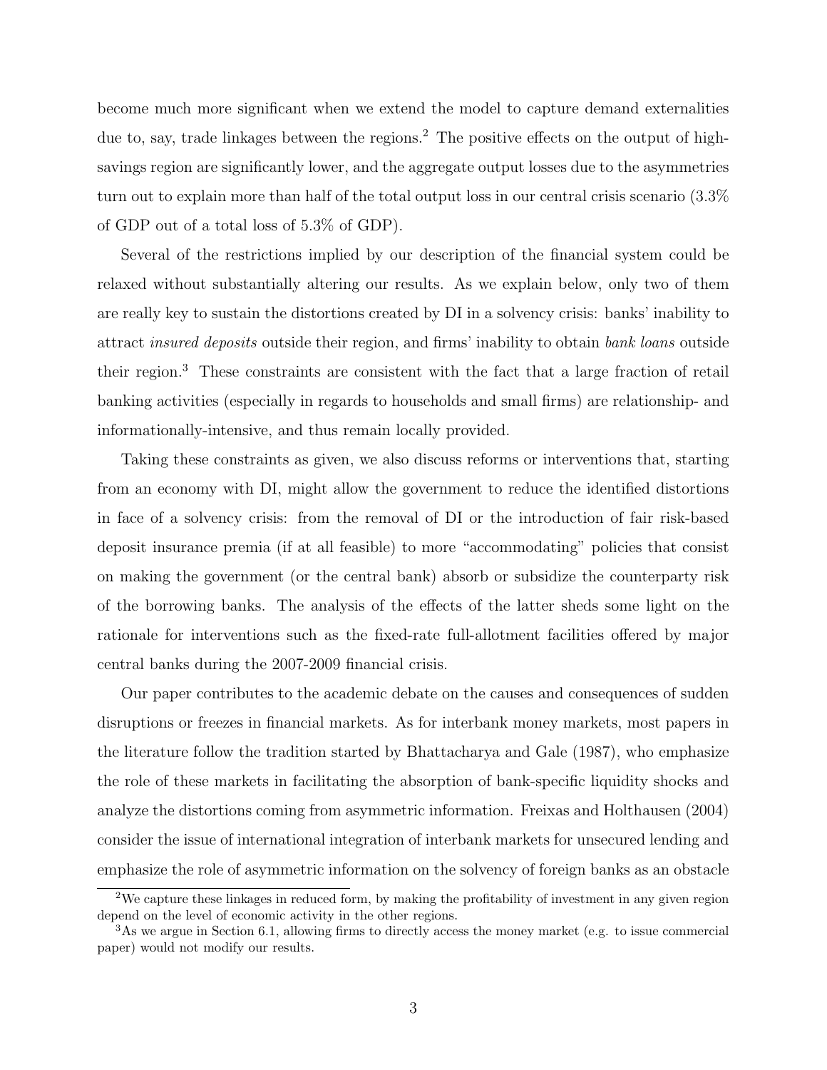become much more significant when we extend the model to capture demand externalities due to, say, trade linkages between the regions.[2] The positive effects on the output of high-savings region are significantly lower, and the aggregate output losses due to the asymmetries turn out to explain more than half of the total output loss in our central crisis scenario (3.3% of GDP out of a total loss of 5.3% of GDP).

Several of the restrictions implied by our description of the financial system could be relaxed without substantially altering our results. As we explain below, only two of them are really key to sustain the distortions created by DI in a solvency crisis: banks' inability to attract *insured deposits* outside their region, and firms' inability to obtain *bank loans* outside their region.[3] These constraints are consistent with the fact that a large fraction of retail banking activities (especially in regards to households and small firms) are relationship- and informationally-intensive, and thus remain locally provided.

Taking these constraints as given, we also discuss reforms or interventions that, starting from an economy with DI, might allow the government to reduce the identified distortions in face of a solvency crisis: from the removal of DI or the introduction of fair risk-based deposit insurance premia (if at all feasible) to more "accommodating" policies that consist on making the government (or the central bank) absorb or subsidize the counterparty risk of the borrowing banks. The analysis of the effects of the latter sheds some light on the rationale for interventions such as the fixed-rate full-allotment facilities offered by major central banks during the 2007-2009 financial crisis.

Our paper contributes to the academic debate on the causes and consequences of sudden disruptions or freezes in financial markets. As for interbank money markets, most papers in the literature follow the tradition started by Bhattacharya and Gale (1987), who emphasize the role of these markets in facilitating the absorption of bank-specific liquidity shocks and analyze the distortions coming from asymmetric information. Freixas and Holthausen (2004) consider the issue of international integration of interbank markets for unsecured lending and emphasize the role of asymmetric information on the solvency of foreign banks as an obstacle

[2] We capture these linkages in reduced form, by making the profitability of investment in any given region depend on the level of economic activity in the other regions.

[3] As we argue in Section 6.1, allowing firms to directly access the money market (e.g. to issue commercial paper) would not modify our results.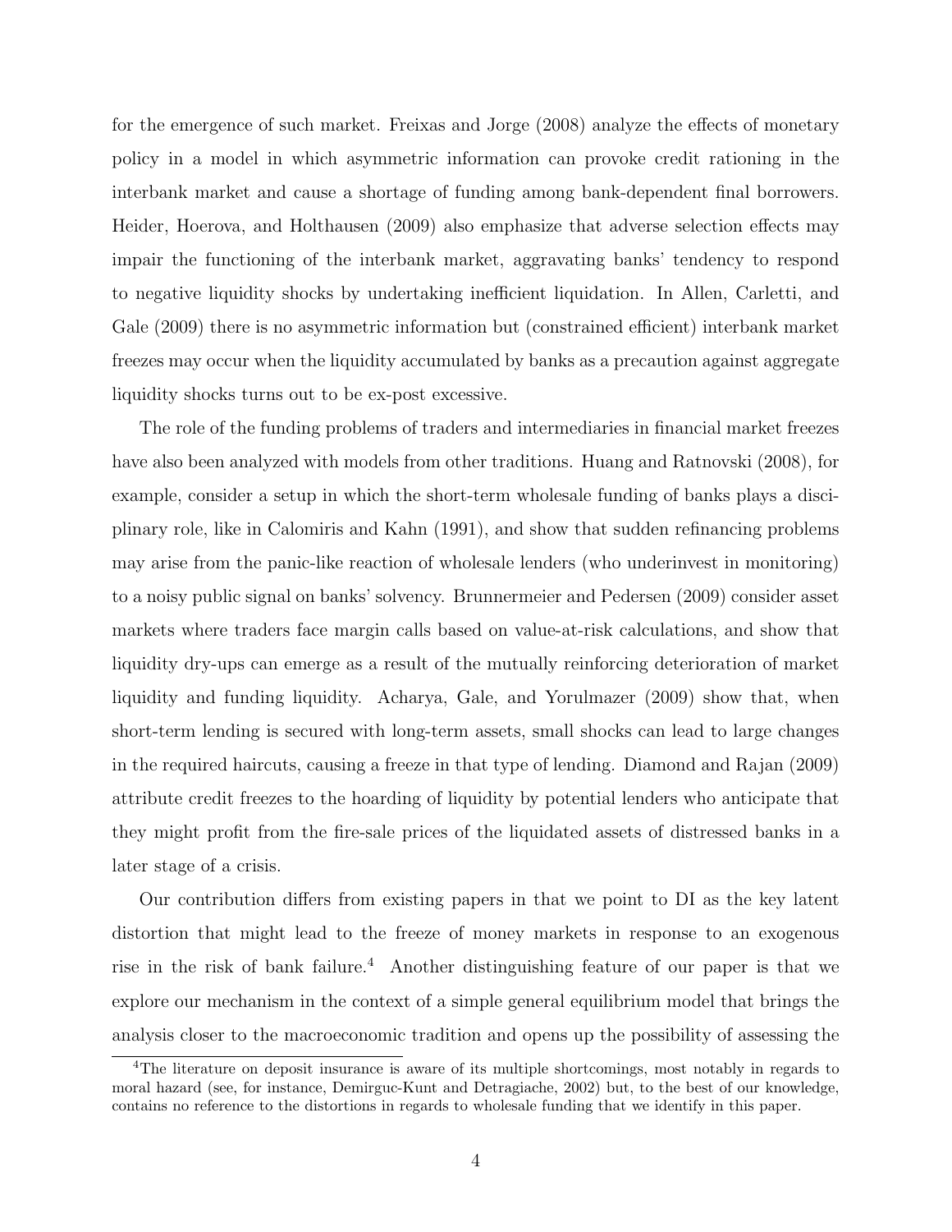for the emergence of such market. Freixas and Jorge (2008) analyze the effects of monetary policy in a model in which asymmetric information can provoke credit rationing in the interbank market and cause a shortage of funding among bank-dependent final borrowers. Heider, Hoerova, and Holthausen (2009) also emphasize that adverse selection effects may impair the functioning of the interbank market, aggravating banks' tendency to respond to negative liquidity shocks by undertaking inefficient liquidation. In Allen, Carletti, and Gale (2009) there is no asymmetric information but (constrained efficient) interbank market freezes may occur when the liquidity accumulated by banks as a precaution against aggregate liquidity shocks turns out to be ex-post excessive.

The role of the funding problems of traders and intermediaries in financial market freezes have also been analyzed with models from other traditions. Huang and Ratnovski (2008), for example, consider a setup in which the short-term wholesale funding of banks plays a disciplinary role, like in Calomiris and Kahn (1991), and show that sudden refinancing problems may arise from the panic-like reaction of wholesale lenders (who underinvest in monitoring) to a noisy public signal on banks' solvency. Brunnermeier and Pedersen (2009) consider asset markets where traders face margin calls based on value-at-risk calculations, and show that liquidity dry-ups can emerge as a result of the mutually reinforcing deterioration of market liquidity and funding liquidity. Acharya, Gale, and Yorulmazer (2009) show that, when short-term lending is secured with long-term assets, small shocks can lead to large changes in the required haircuts, causing a freeze in that type of lending. Diamond and Rajan (2009) attribute credit freezes to the hoarding of liquidity by potential lenders who anticipate that they might profit from the fire-sale prices of the liquidated assets of distressed banks in a later stage of a crisis.

Our contribution differs from existing papers in that we point to DI as the key latent distortion that might lead to the freeze of money markets in response to an exogenous rise in the risk of bank failure.[4] Another distinguishing feature of our paper is that we explore our mechanism in the context of a simple general equilibrium model that brings the analysis closer to the macroeconomic tradition and opens up the possibility of assessing the

[4]The literature on deposit insurance is aware of its multiple shortcomings, most notably in regards to moral hazard (see, for instance, Demirguc-Kunt and Detragiache, 2002) but, to the best of our knowledge, contains no reference to the distortions in regards to wholesale funding that we identify in this paper.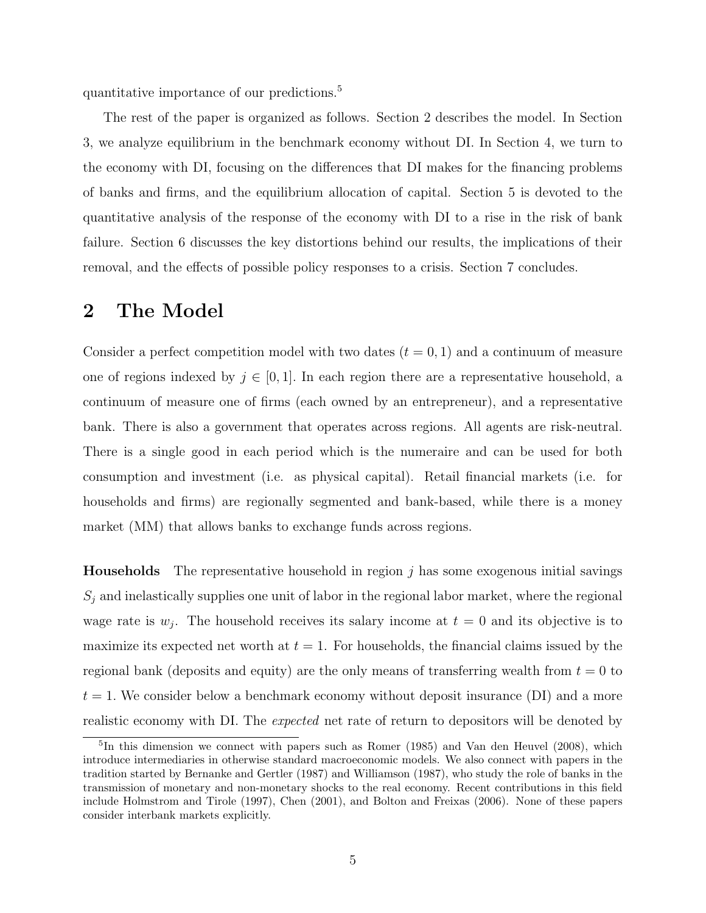quantitative importance of our predictions.[5]

The rest of the paper is organized as follows. Section 2 describes the model. In Section 3, we analyze equilibrium in the benchmark economy without DI. In Section 4, we turn to the economy with DI, focusing on the differences that DI makes for the financing problems of banks and firms, and the equilibrium allocation of capital. Section 5 is devoted to the quantitative analysis of the response of the economy with DI to a rise in the risk of bank failure. Section 6 discusses the key distortions behind our results, the implications of their removal, and the effects of possible policy responses to a crisis. Section 7 concludes.

# 2 The Model

Consider a perfect competition model with two dates ($t = 0, 1$) and a continuum of measure one of regions indexed by $j \in [0, 1]$. In each region there are a representative household, a continuum of measure one of firms (each owned by an entrepreneur), and a representative bank. There is also a government that operates across regions. All agents are risk-neutral. There is a single good in each period which is the numeraire and can be used for both consumption and investment (i.e. as physical capital). Retail financial markets (i.e. for households and firms) are regionally segmented and bank-based, while there is a money market (MM) that allows banks to exchange funds across regions.

**Households** The representative household in region $j$ has some exogenous initial savings $S_j$ and inelastically supplies one unit of labor in the regional labor market, where the regional wage rate is $w_j$. The household receives its salary income at $t = 0$ and its objective is to maximize its expected net worth at $t = 1$. For households, the financial claims issued by the regional bank (deposits and equity) are the only means of transferring wealth from $t = 0$ to $t = 1$. We consider below a benchmark economy without deposit insurance (DI) and a more realistic economy with DI. The *expected* net rate of return to depositors will be denoted by

[5] In this dimension we connect with papers such as Romer (1985) and Van den Heuvel (2008), which introduce intermediaries in otherwise standard macroeconomic models. We also connect with papers in the tradition started by Bernanke and Gertler (1987) and Williamson (1987), who study the role of banks in the transmission of monetary and non-monetary shocks to the real economy. Recent contributions in this field include Holmstrom and Tirole (1997), Chen (2001), and Bolton and Freixas (2006). None of these papers consider interbank markets explicitly.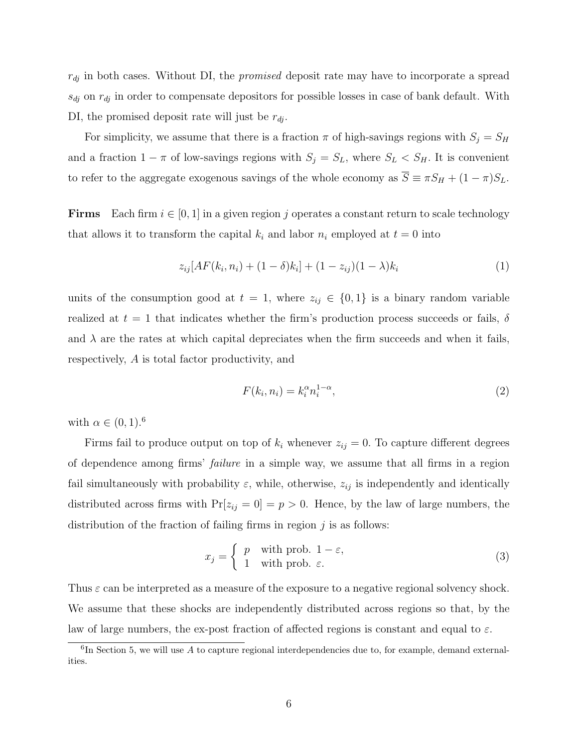$r_{dj}$ in both cases. Without DI, the *promised* deposit rate may have to incorporate a spread $s_{dj}$ on $r_{dj}$ in order to compensate depositors for possible losses in case of bank default. With DI, the promised deposit rate will just be $r_{dj}$.

For simplicity, we assume that there is a fraction $\pi$ of high-savings regions with $S_j = S_H$ and a fraction $1-\pi$ of low-savings regions with $S_j = S_L$, where $S_L < S_H$. It is convenient to refer to the aggregate exogenous savings of the whole economy as $\overline{S} \equiv \pi S_H + (1-\pi) S_L$.

**Firms** Each firm $i \in [0,1]$ in a given region $j$ operates a constant return to scale technology that allows it to transform the capital $k_i$ and labor $n_i$ employed at $t=0$ into

$$z_{ij}[AF(k_i, n_i) + (1-\delta)k_i] + (1-z_{ij})(1-\lambda)k_i \tag{1}$$

units of the consumption good at $t=1$, where $z_{ij} \in \{0,1\}$ is a binary random variable realized at $t=1$ that indicates whether the firm's production process succeeds or fails, $\delta$ and $\lambda$ are the rates at which capital depreciates when the firm succeeds and when it fails, respectively, $A$ is total factor productivity, and

$$F(k_i, n_i) = k_i^{\alpha} n_i^{1-\alpha}, \tag{2}$$

with $\alpha \in (0,1)$.[6]

Firms fail to produce output on top of $k_i$ whenever $z_{ij} = 0$. To capture different degrees of dependence among firms' *failure* in a simple way, we assume that all firms in a region fail simultaneously with probability $\varepsilon$, while, otherwise, $z_{ij}$ is independently and identically distributed across firms with $\Pr[z_{ij} = 0] = p > 0$. Hence, by the law of large numbers, the distribution of the fraction of failing firms in region $j$ is as follows:

$$x_j = \begin{cases} p & \text{with prob. } 1-\varepsilon, \\ 1 & \text{with prob. } \varepsilon. \end{cases} \tag{3}$$

Thus $\varepsilon$ can be interpreted as a measure of the exposure to a negative regional solvency shock. We assume that these shocks are independently distributed across regions so that, by the law of large numbers, the ex-post fraction of affected regions is constant and equal to $\varepsilon$.

[6] In Section 5, we will use $A$ to capture regional interdependencies due to, for example, demand externalities.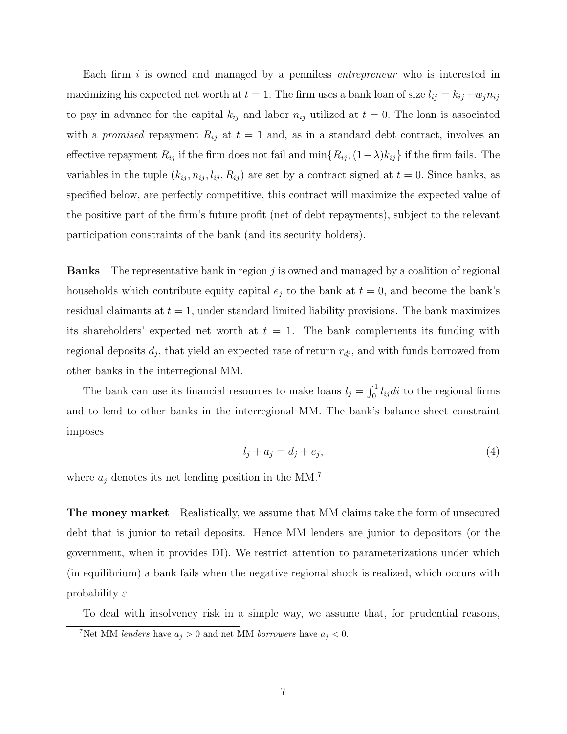Each firm $i$ is owned and managed by a penniless *entrepreneur* who is interested in maximizing his expected net worth at $t = 1$. The firm uses a bank loan of size $l_{ij} = k_{ij} + w_j n_{ij}$ to pay in advance for the capital $k_{ij}$ and labor $n_{ij}$ utilized at $t = 0$. The loan is associated with a *promised* repayment $R_{ij}$ at $t = 1$ and, as in a standard debt contract, involves an effective repayment $R_{ij}$ if the firm does not fail and $\min\{R_{ij}, (1-\lambda)k_{ij}\}$ if the firm fails. The variables in the tuple $(k_{ij}, n_{ij}, l_{ij}, R_{ij})$ are set by a contract signed at $t = 0$. Since banks, as specified below, are perfectly competitive, this contract will maximize the expected value of the positive part of the firm's future profit (net of debt repayments), subject to the relevant participation constraints of the bank (and its security holders).

**Banks** The representative bank in region $j$ is owned and managed by a coalition of regional households which contribute equity capital $e_j$ to the bank at $t = 0$, and become the bank's residual claimants at $t = 1$, under standard limited liability provisions. The bank maximizes its shareholders' expected net worth at $t = 1$. The bank complements its funding with regional deposits $d_j$, that yield an expected rate of return $r_{dj}$, and with funds borrowed from other banks in the interregional MM.

The bank can use its financial resources to make loans $l_j = \int_0^1 l_{ij} di$ to the regional firms and to lend to other banks in the interregional MM. The bank's balance sheet constraint imposes

$$l_j + a_j = d_j + e_j, \tag{4}$$

where $a_j$ denotes its net lending position in the MM.[7]

**The money market** Realistically, we assume that MM claims take the form of unsecured debt that is junior to retail deposits. Hence MM lenders are junior to depositors (or the government, when it provides DI). We restrict attention to parameterizations under which (in equilibrium) a bank fails when the negative regional shock is realized, which occurs with probability $\varepsilon$.

To deal with insolvency risk in a simple way, we assume that, for prudential reasons,

[7] Net MM *lenders* have $a_j > 0$ and net MM *borrowers* have $a_j < 0$.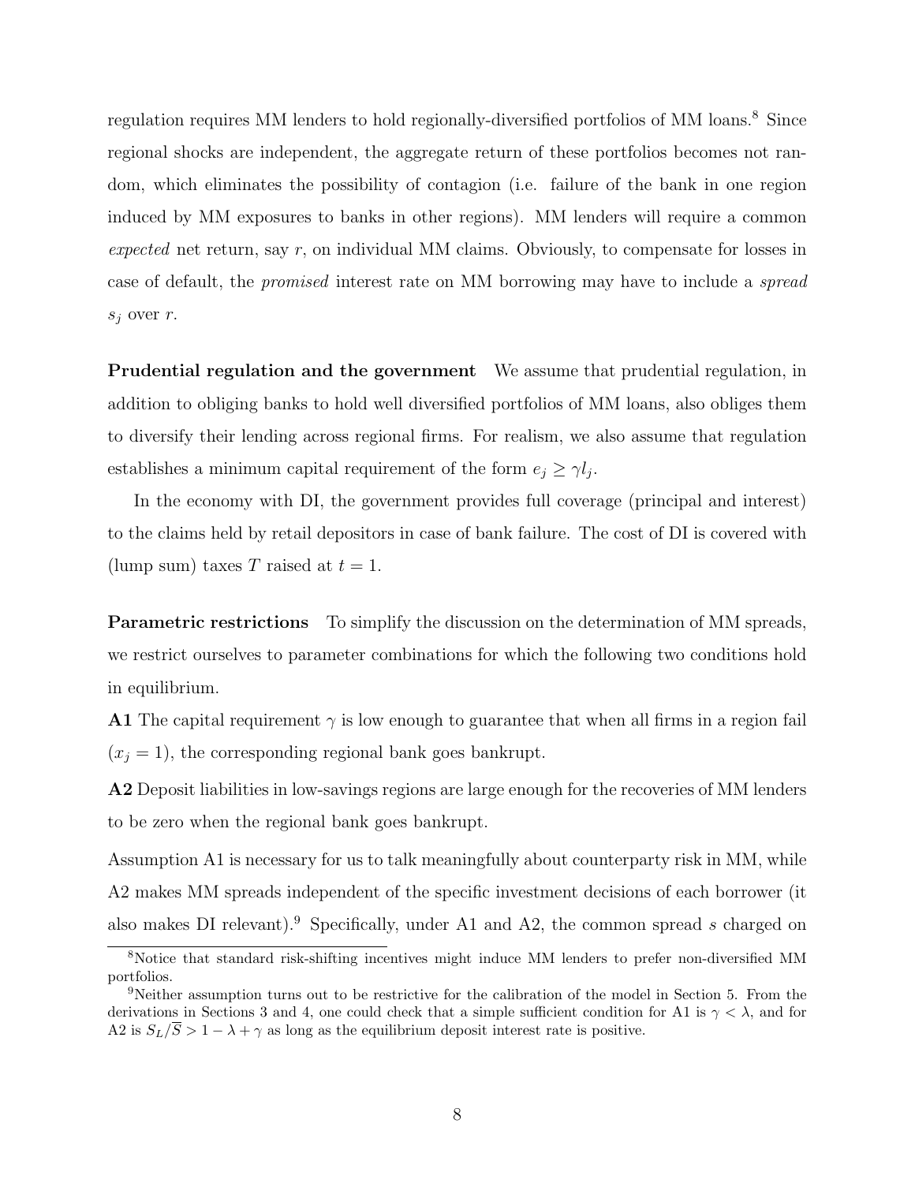regulation requires MM lenders to hold regionally-diversified portfolios of MM loans.[8] Since regional shocks are independent, the aggregate return of these portfolios becomes not random, which eliminates the possibility of contagion (i.e. failure of the bank in one region induced by MM exposures to banks in other regions). MM lenders will require a common *expected* net return, say $r$, on individual MM claims. Obviously, to compensate for losses in case of default, the *promised* interest rate on MM borrowing may have to include a *spread* $s_j$ over $r$.

**Prudential regulation and the government** We assume that prudential regulation, in addition to obliging banks to hold well diversified portfolios of MM loans, also obliges them to diversify their lending across regional firms. For realism, we also assume that regulation establishes a minimum capital requirement of the form $e_j \geq \gamma l_j$.

In the economy with DI, the government provides full coverage (principal and interest) to the claims held by retail depositors in case of bank failure. The cost of DI is covered with (lump sum) taxes $T$ raised at $t = 1$.

**Parametric restrictions** To simplify the discussion on the determination of MM spreads, we restrict ourselves to parameter combinations for which the following two conditions hold in equilibrium.

**A1** The capital requirement $\gamma$ is low enough to guarantee that when all firms in a region fail ($x_j = 1$), the corresponding regional bank goes bankrupt.

**A2** Deposit liabilities in low-savings regions are large enough for the recoveries of MM lenders to be zero when the regional bank goes bankrupt.

Assumption A1 is necessary for us to talk meaningfully about counterparty risk in MM, while A2 makes MM spreads independent of the specific investment decisions of each borrower (it also makes DI relevant).[9] Specifically, under A1 and A2, the common spread $s$ charged on

[8] Notice that standard risk-shifting incentives might induce MM lenders to prefer non-diversified MM portfolios.

[9] Neither assumption turns out to be restrictive for the calibration of the model in Section 5. From the derivations in Sections 3 and 4, one could check that a simple sufficient condition for A1 is $\gamma < \lambda$, and for A2 is $S_L/\overline{S} > 1 - \lambda + \gamma$ as long as the equilibrium deposit interest rate is positive.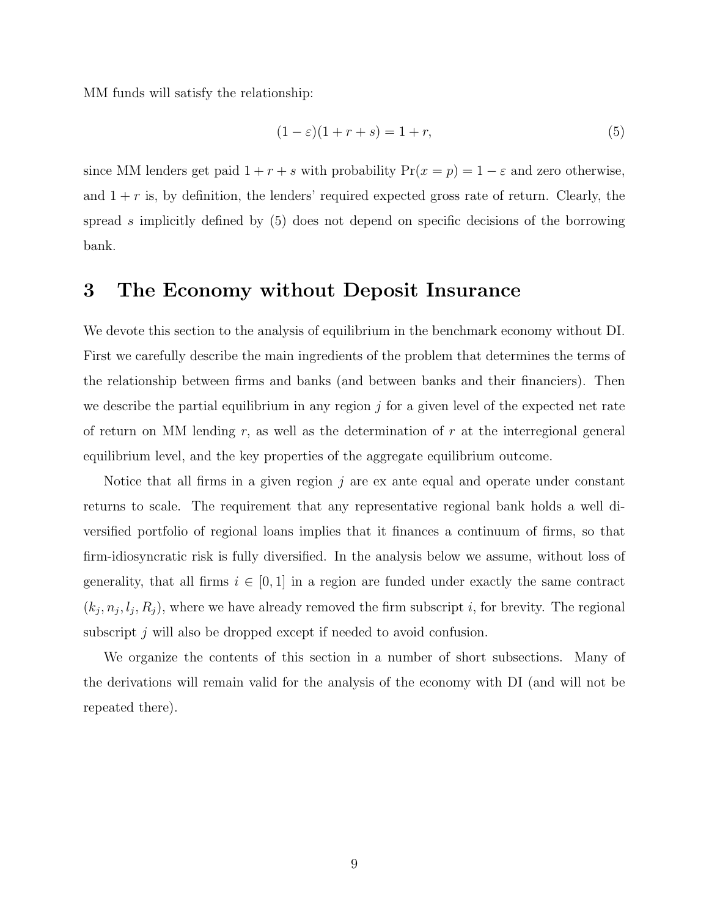MM funds will satisfy the relationship:

$$(1-\varepsilon)(1+r+s)=1+r, \tag{5}$$

since MM lenders get paid $1+r+s$ with probability $\Pr(x=p)=1-\varepsilon$ and zero otherwise, and $1+r$ is, by definition, the lenders' required expected gross rate of return. Clearly, the spread $s$ implicitly defined by (5) does not depend on specific decisions of the borrowing bank.

# 3 The Economy without Deposit Insurance

We devote this section to the analysis of equilibrium in the benchmark economy without DI. First we carefully describe the main ingredients of the problem that determines the terms of the relationship between firms and banks (and between banks and their financiers). Then we describe the partial equilibrium in any region $j$ for a given level of the expected net rate of return on MM lending $r$, as well as the determination of $r$ at the interregional general equilibrium level, and the key properties of the aggregate equilibrium outcome.

Notice that all firms in a given region $j$ are ex ante equal and operate under constant returns to scale. The requirement that any representative regional bank holds a well diversified portfolio of regional loans implies that it finances a continuum of firms, so that firm-idiosyncratic risk is fully diversified. In the analysis below we assume, without loss of generality, that all firms $i \in [0,1]$ in a region are funded under exactly the same contract $(k_j, n_j, l_j, R_j)$, where we have already removed the firm subscript $i$, for brevity. The regional subscript $j$ will also be dropped except if needed to avoid confusion.

We organize the contents of this section in a number of short subsections. Many of the derivations will remain valid for the analysis of the economy with DI (and will not be repeated there).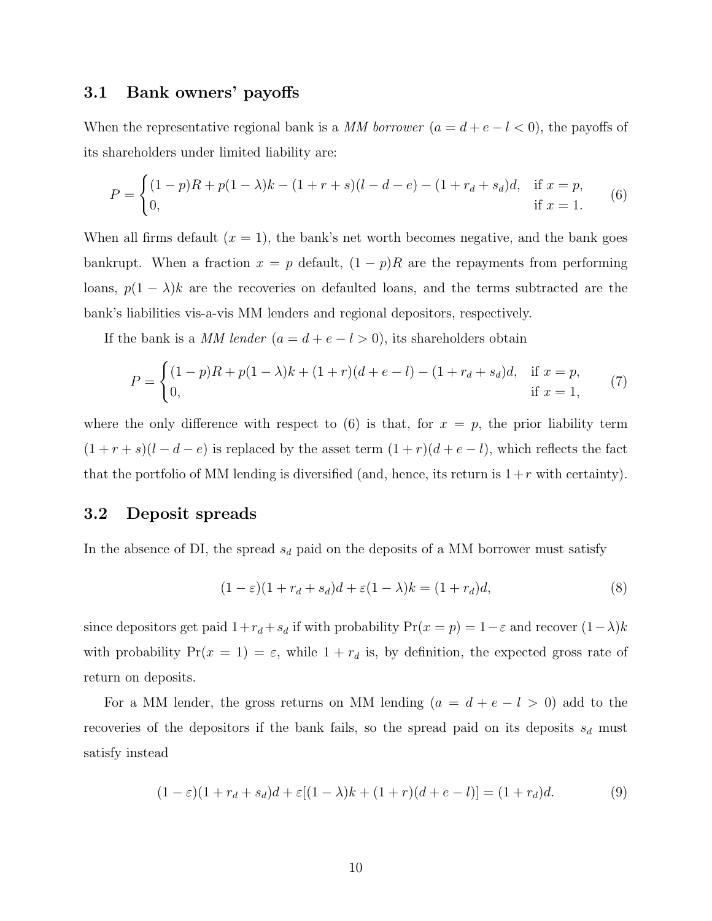### 3.1 Bank owners' payoffs

When the representative regional bank is a *MM borrower* ($a = d + e - l < 0$), the payoffs of its shareholders under limited liability are:

$$P = \begin{cases} (1-p)R + p(1-\lambda)k - (1+r+s)(l-d-e) - (1+r_d+s_d)d, & \text{if } x = p, \\ 0, & \text{if } x = 1. \end{cases} \tag{6}$$

When all firms default ($x = 1$), the bank's net worth becomes negative, and the bank goes bankrupt. When a fraction $x = p$ default, $(1-p)R$ are the repayments from performing loans, $p(1-\lambda)k$ are the recoveries on defaulted loans, and the terms subtracted are the bank's liabilities vis-a-vis MM lenders and regional depositors, respectively.

If the bank is a *MM lender* ($a = d + e - l > 0$), its shareholders obtain

$$P = \begin{cases} (1-p)R + p(1-\lambda)k + (1+r)(d+e-l) - (1+r_d+s_d)d, & \text{if } x = p, \\ 0, & \text{if } x = 1, \end{cases} \tag{7}$$

where the only difference with respect to (6) is that, for $x = p$, the prior liability term $(1+r+s)(l-d-e)$ is replaced by the asset term $(1+r)(d+e-l)$, which reflects the fact that the portfolio of MM lending is diversified (and, hence, its return is $1+r$ with certainty).

### 3.2 Deposit spreads

In the absence of DI, the spread $s_d$ paid on the deposits of a MM borrower must satisfy

$$(1-\varepsilon)(1+r_d+s_d)d + \varepsilon(1-\lambda)k = (1+r_d)d, \tag{8}$$

since depositors get paid $1+r_d+s_d$ if with probability $\Pr(x = p) = 1-\varepsilon$ and recover $(1-\lambda)k$ with probability $\Pr(x = 1) = \varepsilon$, while $1 + r_d$ is, by definition, the expected gross rate of return on deposits.

For a MM lender, the gross returns on MM lending ($a = d + e - l > 0$) add to the recoveries of the depositors if the bank fails, so the spread paid on its deposits $s_d$ must satisfy instead

$$(1-\varepsilon)(1+r_d+s_d)d + \varepsilon[(1-\lambda)k + (1+r)(d+e-l)] = (1+r_d)d. \tag{9}$$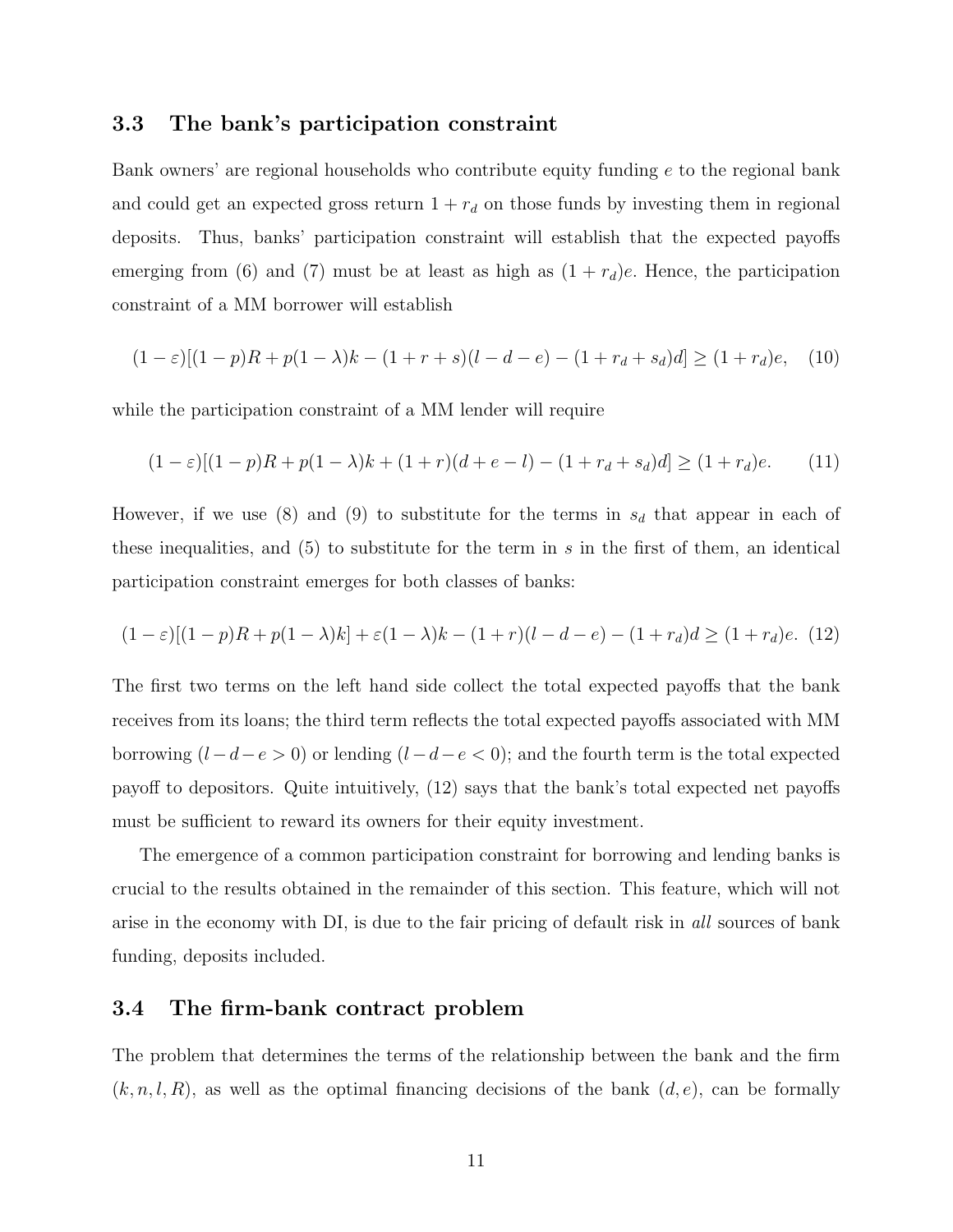### 3.3 The bank's participation constraint

Bank owners' are regional households who contribute equity funding $e$ to the regional bank and could get an expected gross return $1 + r_d$ on those funds by investing them in regional deposits. Thus, banks' participation constraint will establish that the expected payoffs emerging from (6) and (7) must be at least as high as $(1 + r_d)e$. Hence, the participation constraint of a MM borrower will establish

$$(1-\varepsilon)[(1-p)R + p(1-\lambda)k - (1+r+s)(l-d-e) - (1+r_d+s_d)d] \geq (1+r_d)e, \quad (10)$$

while the participation constraint of a MM lender will require

$$(1-\varepsilon)[(1-p)R + p(1-\lambda)k + (1+r)(d+e-l) - (1+r_d+s_d)d] \geq (1+r_d)e. \quad (11)$$

However, if we use (8) and (9) to substitute for the terms in $s_d$ that appear in each of these inequalities, and (5) to substitute for the term in $s$ in the first of them, an identical participation constraint emerges for both classes of banks:

$$(1-\varepsilon)[(1-p)R + p(1-\lambda)k] + \varepsilon(1-\lambda)k - (1+r)(l-d-e) - (1+r_d)d \geq (1+r_d)e. \quad (12)$$

The first two terms on the left hand side collect the total expected payoffs that the bank receives from its loans; the third term reflects the total expected payoffs associated with MM borrowing ($l - d - e > 0$) or lending ($l - d - e < 0$); and the fourth term is the total expected payoff to depositors. Quite intuitively, (12) says that the bank's total expected net payoffs must be sufficient to reward its owners for their equity investment.

The emergence of a common participation constraint for borrowing and lending banks is crucial to the results obtained in the remainder of this section. This feature, which will not arise in the economy with DI, is due to the fair pricing of default risk in *all* sources of bank funding, deposits included.

### 3.4 The firm-bank contract problem

The problem that determines the terms of the relationship between the bank and the firm $(k, n, l, R)$, as well as the optimal financing decisions of the bank $(d, e)$, can be formally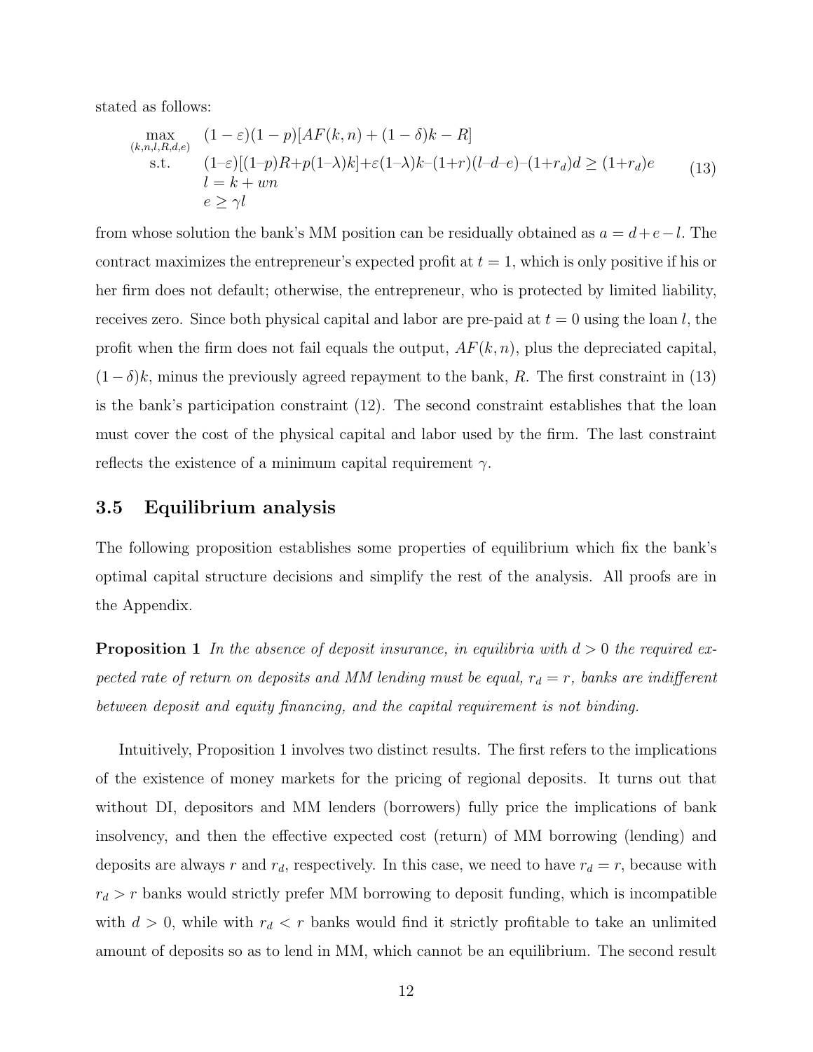stated as follows:

$$
\begin{array}{ll}
\max\limits_{(k,n,l,R,d,e)} & (1-\varepsilon)(1-p)[AF(k,n)+(1-\delta)k-R] \\
\text{s.t.} & (1-\varepsilon)[(1-p)R+p(1-\lambda)k]+\varepsilon(1-\lambda)k-(1+r)(l-d-e)-(1+r_d)d \geq (1+r_d)e \\
& l = k+wn \\
& e \geq \gamma l
\end{array}
\tag{13}
$$

from whose solution the bank's MM position can be residually obtained as $a = d+e-l$. The contract maximizes the entrepreneur's expected profit at $t=1$, which is only positive if his or her firm does not default; otherwise, the entrepreneur, who is protected by limited liability, receives zero. Since both physical capital and labor are pre-paid at $t=0$ using the loan $l$, the profit when the firm does not fail equals the output, $AF(k,n)$, plus the depreciated capital, $(1-\delta)k$, minus the previously agreed repayment to the bank, $R$. The first constraint in (13) is the bank's participation constraint (12). The second constraint establishes that the loan must cover the cost of the physical capital and labor used by the firm. The last constraint reflects the existence of a minimum capital requirement $\gamma$.

## 3.5 Equilibrium analysis

The following proposition establishes some properties of equilibrium which fix the bank's optimal capital structure decisions and simplify the rest of the analysis. All proofs are in the Appendix.

**Proposition 1** *In the absence of deposit insurance, in equilibria with $d>0$ the required expected rate of return on deposits and MM lending must be equal, $r_d = r$, banks are indifferent between deposit and equity financing, and the capital requirement is not binding.*

Intuitively, Proposition 1 involves two distinct results. The first refers to the implications of the existence of money markets for the pricing of regional deposits. It turns out that without DI, depositors and MM lenders (borrowers) fully price the implications of bank insolvency, and then the effective expected cost (return) of MM borrowing (lending) and deposits are always $r$ and $r_d$, respectively. In this case, we need to have $r_d = r$, because with $r_d > r$ banks would strictly prefer MM borrowing to deposit funding, which is incompatible with $d > 0$, while with $r_d < r$ banks would find it strictly profitable to take an unlimited amount of deposits so as to lend in MM, which cannot be an equilibrium. The second result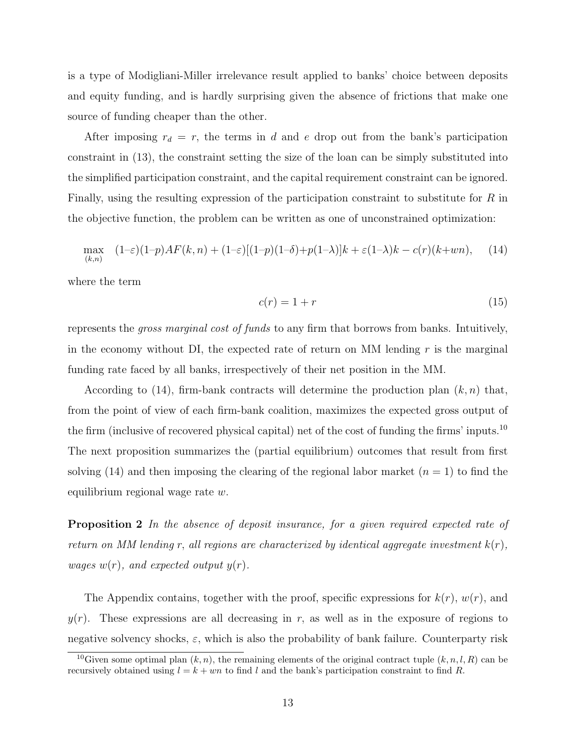is a type of Modigliani-Miller irrelevance result applied to banks' choice between deposits and equity funding, and is hardly surprising given the absence of frictions that make one source of funding cheaper than the other.

After imposing $r_d = r$, the terms in $d$ and $e$ drop out from the bank's participation constraint in (13), the constraint setting the size of the loan can be simply substituted into the simplified participation constraint, and the capital requirement constraint can be ignored. Finally, using the resulting expression of the participation constraint to substitute for $R$ in the objective function, the problem can be written as one of unconstrained optimization:

$$\max_{(k,n)} \quad (1-\varepsilon)(1-p)AF(k,n) + (1-\varepsilon)[(1-p)(1-\delta)+p(1-\lambda)]k + \varepsilon(1-\lambda)k - c(r)(k+wn), \tag{14}$$

where the term

$$c(r) = 1 + r \tag{15}$$

represents the *gross marginal cost of funds* to any firm that borrows from banks. Intuitively, in the economy without DI, the expected rate of return on MM lending $r$ is the marginal funding rate faced by all banks, irrespectively of their net position in the MM.

According to (14), firm-bank contracts will determine the production plan $(k, n)$ that, from the point of view of each firm-bank coalition, maximizes the expected gross output of the firm (inclusive of recovered physical capital) net of the cost of funding the firms' inputs.[10] The next proposition summarizes the (partial equilibrium) outcomes that result from first solving (14) and then imposing the clearing of the regional labor market ($n = 1$) to find the equilibrium regional wage rate $w$.

**Proposition 2** *In the absence of deposit insurance, for a given required expected rate of return on MM lending $r$, all regions are characterized by identical aggregate investment $k(r)$, wages $w(r)$, and expected output $y(r)$.*

The Appendix contains, together with the proof, specific expressions for $k(r)$, $w(r)$, and $y(r)$. These expressions are all decreasing in $r$, as well as in the exposure of regions to negative solvency shocks, $\varepsilon$, which is also the probability of bank failure. Counterparty risk

[10] Given some optimal plan $(k, n)$, the remaining elements of the original contract tuple $(k, n, l, R)$ can be recursively obtained using $l = k + wn$ to find $l$ and the bank's participation constraint to find $R$.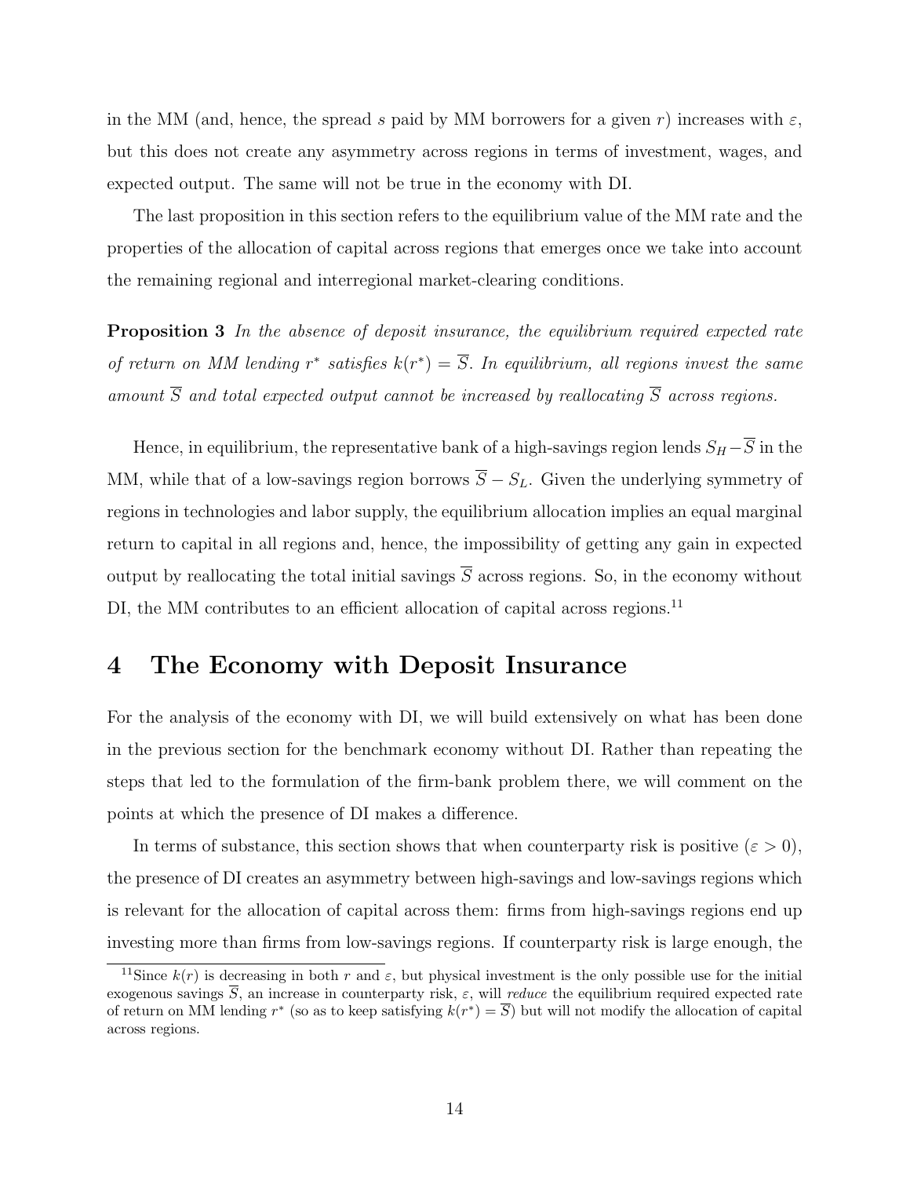in the MM (and, hence, the spread $s$ paid by MM borrowers for a given $r$) increases with $\varepsilon$, but this does not create any asymmetry across regions in terms of investment, wages, and expected output. The same will not be true in the economy with DI.

The last proposition in this section refers to the equilibrium value of the MM rate and the properties of the allocation of capital across regions that emerges once we take into account the remaining regional and interregional market-clearing conditions.

**Proposition 3** *In the absence of deposit insurance, the equilibrium required expected rate of return on MM lending $r^*$ satisfies $k(r^*) = \overline{S}$. In equilibrium, all regions invest the same amount $\overline{S}$ and total expected output cannot be increased by reallocating $\overline{S}$ across regions.*

Hence, in equilibrium, the representative bank of a high-savings region lends $S_H - \overline{S}$ in the MM, while that of a low-savings region borrows $\overline{S} - S_L$. Given the underlying symmetry of regions in technologies and labor supply, the equilibrium allocation implies an equal marginal return to capital in all regions and, hence, the impossibility of getting any gain in expected output by reallocating the total initial savings $\overline{S}$ across regions. So, in the economy without DI, the MM contributes to an efficient allocation of capital across regions.[11]

# 4 The Economy with Deposit Insurance

For the analysis of the economy with DI, we will build extensively on what has been done in the previous section for the benchmark economy without DI. Rather than repeating the steps that led to the formulation of the firm-bank problem there, we will comment on the points at which the presence of DI makes a difference.

In terms of substance, this section shows that when counterparty risk is positive ($\varepsilon > 0$), the presence of DI creates an asymmetry between high-savings and low-savings regions which is relevant for the allocation of capital across them: firms from high-savings regions end up investing more than firms from low-savings regions. If counterparty risk is large enough, the

[11] Since $k(r)$ is decreasing in both $r$ and $\varepsilon$, but physical investment is the only possible use for the initial exogenous savings $\overline{S}$, an increase in counterparty risk, $\varepsilon$, will *reduce* the equilibrium required expected rate of return on MM lending $r^*$ (so as to keep satisfying $k(r^*) = \overline{S}$) but will not modify the allocation of capital across regions.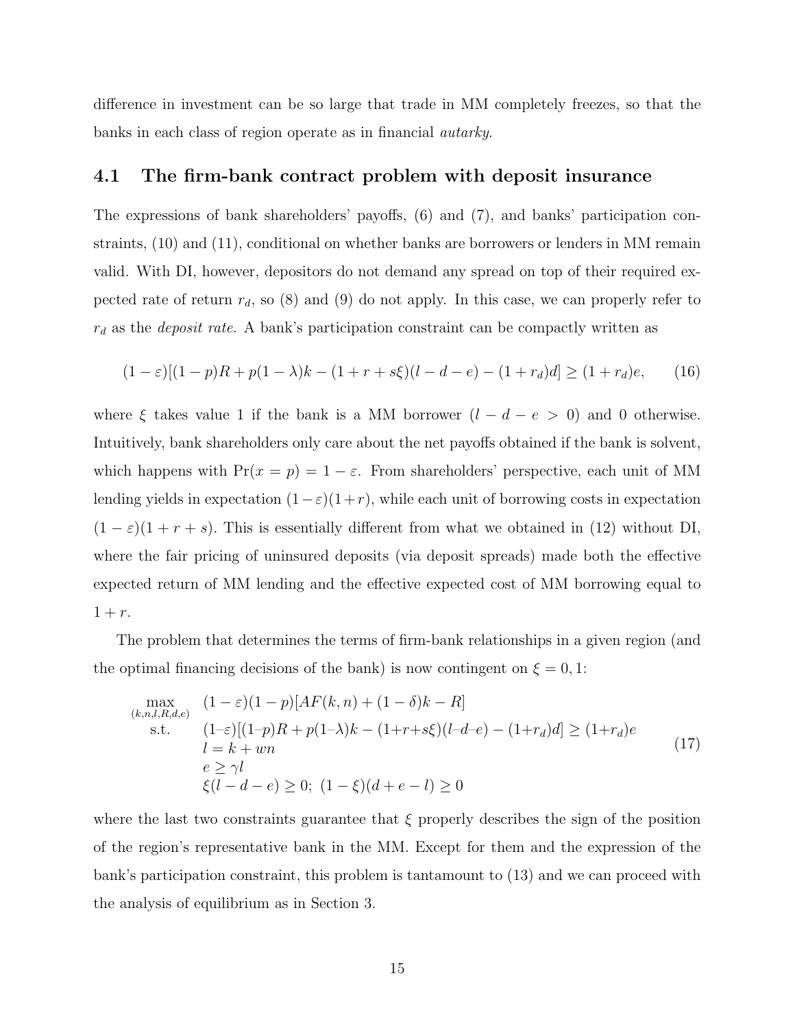difference in investment can be so large that trade in MM completely freezes, so that the banks in each class of region operate as in financial *autarky*.

## 4.1 The firm-bank contract problem with deposit insurance

The expressions of bank shareholders' payoffs, (6) and (7), and banks' participation constraints, (10) and (11), conditional on whether banks are borrowers or lenders in MM remain valid. With DI, however, depositors do not demand any spread on top of their required expected rate of return $r_d$, so (8) and (9) do not apply. In this case, we can properly refer to $r_d$ as the *deposit rate*. A bank's participation constraint can be compactly written as

$$(1-\varepsilon)[(1-p)R + p(1-\lambda)k - (1+r+s\xi)(l-d-e) - (1+r_d)d] \geq (1+r_d)e, \tag{16}$$

where $\xi$ takes value 1 if the bank is a MM borrower ($l-d-e>0$) and 0 otherwise. Intuitively, bank shareholders only care about the net payoffs obtained if the bank is solvent, which happens with $\Pr(x=p)=1-\varepsilon$. From shareholders' perspective, each unit of MM lending yields in expectation $(1-\varepsilon)(1+r)$, while each unit of borrowing costs in expectation $(1-\varepsilon)(1+r+s)$. This is essentially different from what we obtained in (12) without DI, where the fair pricing of uninsured deposits (via deposit spreads) made both the effective expected return of MM lending and the effective expected cost of MM borrowing equal to $1+r$.

The problem that determines the terms of firm-bank relationships in a given region (and the optimal financing decisions of the bank) is now contingent on $\xi = 0, 1$:

$$\begin{array}{ll}
\max\limits_{(k,n,l,R,d,e)} & (1-\varepsilon)(1-p)[AF(k,n) + (1-\delta)k - R] \\
\text{s.t.} & (1-\varepsilon)[(1-p)R + p(1-\lambda)k - (1+r+s\xi)(l-d-e) - (1+r_d)d] \geq (1+r_d)e \\
& l = k + wn \\
& e \geq \gamma l \\
& \xi(l-d-e) \geq 0;\ (1-\xi)(d+e-l) \geq 0
\end{array} \tag{17}$$

where the last two constraints guarantee that $\xi$ properly describes the sign of the position of the region's representative bank in the MM. Except for them and the expression of the bank's participation constraint, this problem is tantamount to (13) and we can proceed with the analysis of equilibrium as in Section 3.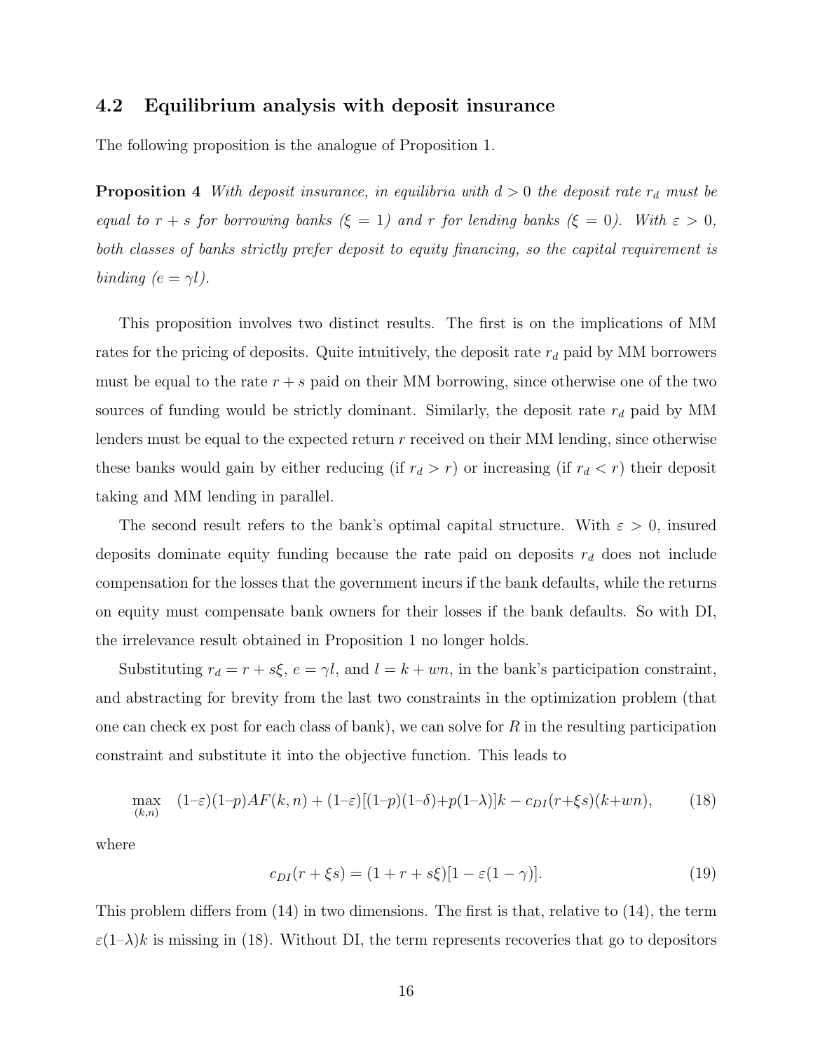## 4.2 Equilibrium analysis with deposit insurance

The following proposition is the analogue of Proposition 1.

**Proposition 4** *With deposit insurance, in equilibria with $d > 0$ the deposit rate $r_d$ must be equal to $r + s$ for borrowing banks ($\xi = 1$) and $r$ for lending banks ($\xi = 0$). With $\varepsilon > 0$, both classes of banks strictly prefer deposit to equity financing, so the capital requirement is binding ($e = \gamma l$).*

This proposition involves two distinct results. The first is on the implications of MM rates for the pricing of deposits. Quite intuitively, the deposit rate $r_d$ paid by MM borrowers must be equal to the rate $r + s$ paid on their MM borrowing, since otherwise one of the two sources of funding would be strictly dominant. Similarly, the deposit rate $r_d$ paid by MM lenders must be equal to the expected return $r$ received on their MM lending, since otherwise these banks would gain by either reducing (if $r_d > r$) or increasing (if $r_d < r$) their deposit taking and MM lending in parallel.

The second result refers to the bank's optimal capital structure. With $\varepsilon > 0$, insured deposits dominate equity funding because the rate paid on deposits $r_d$ does not include compensation for the losses that the government incurs if the bank defaults, while the returns on equity must compensate bank owners for their losses if the bank defaults. So with DI, the irrelevance result obtained in Proposition 1 no longer holds.

Substituting $r_d = r + s\xi$, $e = \gamma l$, and $l = k + wn$, in the bank's participation constraint, and abstracting for brevity from the last two constraints in the optimization problem (that one can check ex post for each class of bank), we can solve for $R$ in the resulting participation constraint and substitute it into the objective function. This leads to

$$\max_{(k,n)} \quad (1–\varepsilon)(1–p)AF(k, n) + (1–\varepsilon)[(1–p)(1–\delta)+p(1–\lambda)]k - c_{DI}(r+\xi s)(k+wn), \tag{18}$$

where

$$c_{DI}(r + \xi s) = (1 + r + s\xi)[1 - \varepsilon(1 - \gamma)]. \tag{19}$$

This problem differs from (14) in two dimensions. The first is that, relative to (14), the term $\varepsilon(1–\lambda)k$ is missing in (18). Without DI, the term represents recoveries that go to depositors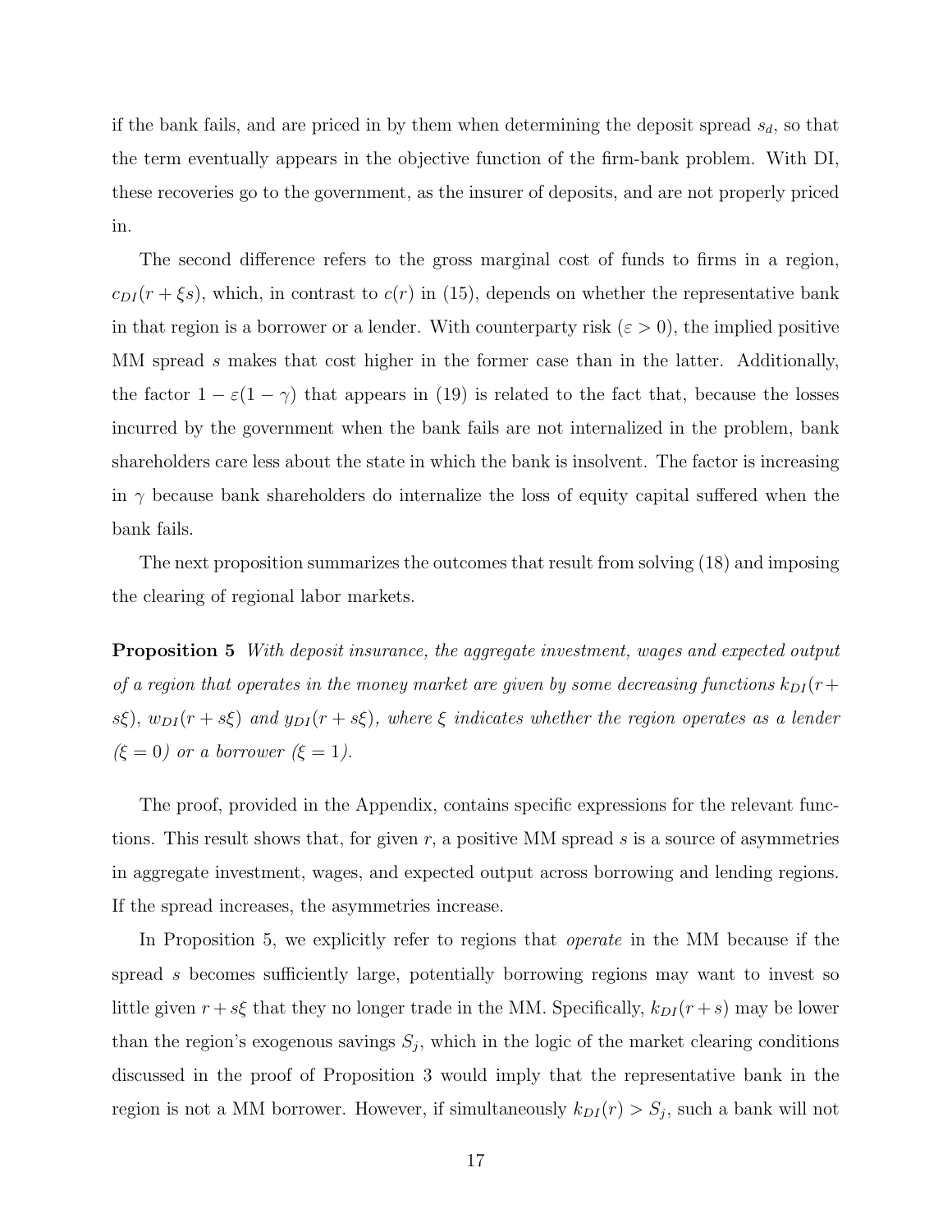if the bank fails, and are priced in by them when determining the deposit spread $s_d$, so that the term eventually appears in the objective function of the firm-bank problem. With DI, these recoveries go to the government, as the insurer of deposits, and are not properly priced in.

The second difference refers to the gross marginal cost of funds to firms in a region, $c_{DI}(r + \xi s)$, which, in contrast to $c(r)$ in (15), depends on whether the representative bank in that region is a borrower or a lender. With counterparty risk ($\varepsilon > 0$), the implied positive MM spread $s$ makes that cost higher in the former case than in the latter. Additionally, the factor $1 - \varepsilon(1 - \gamma)$ that appears in (19) is related to the fact that, because the losses incurred by the government when the bank fails are not internalized in the problem, bank shareholders care less about the state in which the bank is insolvent. The factor is increasing in $\gamma$ because bank shareholders do internalize the loss of equity capital suffered when the bank fails.

The next proposition summarizes the outcomes that result from solving (18) and imposing the clearing of regional labor markets.

**Proposition 5** *With deposit insurance, the aggregate investment, wages and expected output of a region that operates in the money market are given by some decreasing functions $k_{DI}(r + s\xi)$, $w_{DI}(r + s\xi)$ and $y_{DI}(r + s\xi)$, where $\xi$ indicates whether the region operates as a lender ($\xi = 0$) or a borrower ($\xi = 1$).*

The proof, provided in the Appendix, contains specific expressions for the relevant functions. This result shows that, for given $r$, a positive MM spread $s$ is a source of asymmetries in aggregate investment, wages, and expected output across borrowing and lending regions. If the spread increases, the asymmetries increase.

In Proposition 5, we explicitly refer to regions that *operate* in the MM because if the spread $s$ becomes sufficiently large, potentially borrowing regions may want to invest so little given $r + s\xi$ that they no longer trade in the MM. Specifically, $k_{DI}(r + s)$ may be lower than the region's exogenous savings $S_j$, which in the logic of the market clearing conditions discussed in the proof of Proposition 3 would imply that the representative bank in the region is not a MM borrower. However, if simultaneously $k_{DI}(r) > S_j$, such a bank will not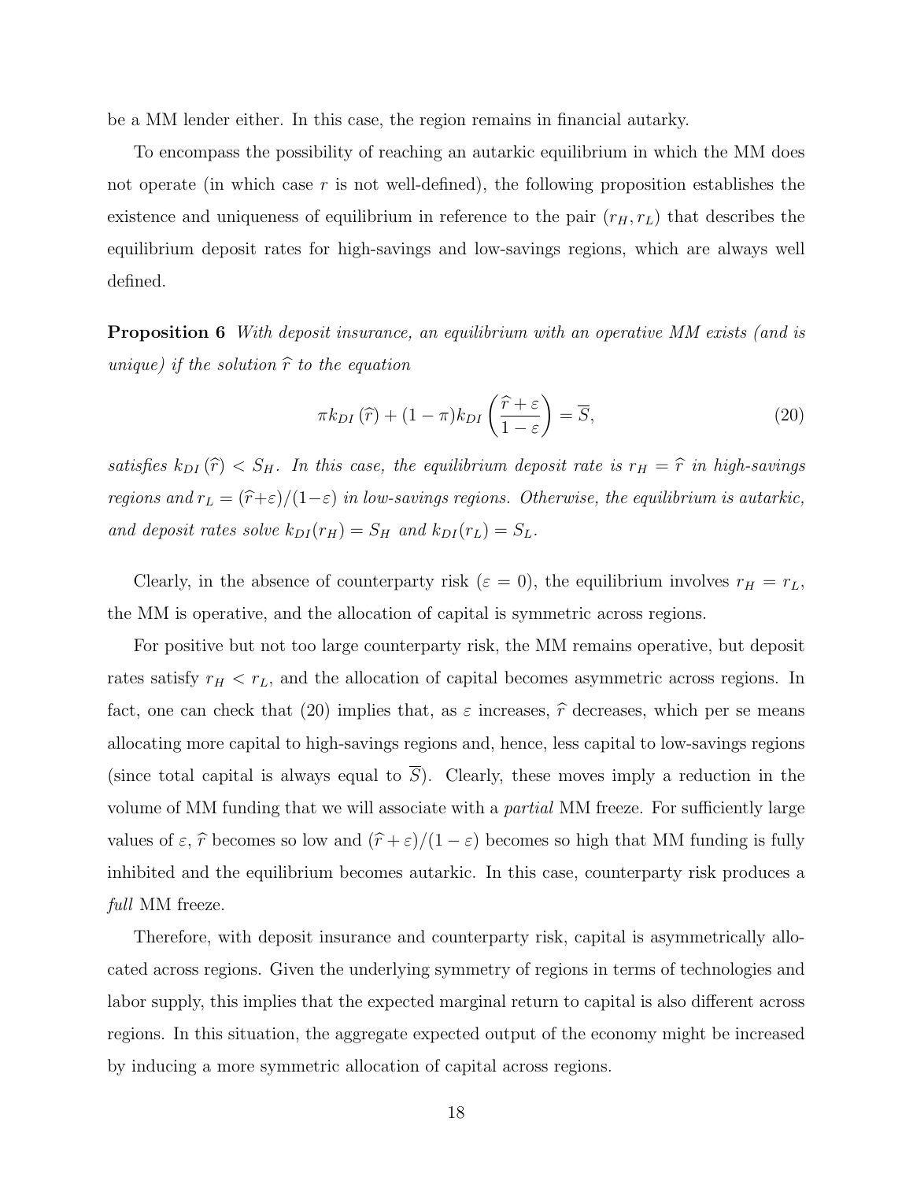be a MM lender either. In this case, the region remains in financial autarky.

To encompass the possibility of reaching an autarkic equilibrium in which the MM does not operate (in which case $r$ is not well-defined), the following proposition establishes the existence and uniqueness of equilibrium in reference to the pair $(r_H, r_L)$ that describes the equilibrium deposit rates for high-savings and low-savings regions, which are always well defined.

**Proposition 6** *With deposit insurance, an equilibrium with an operative MM exists (and is unique) if the solution* $\widehat{r}$ *to the equation*

$$\pi k_{DI}(\widehat{r}) + (1-\pi) k_{DI}\left(\frac{\widehat{r}+\varepsilon}{1-\varepsilon}\right) = \overline{S}, \tag{20}$$

*satisfies* $k_{DI}(\widehat{r}) < S_H$. *In this case, the equilibrium deposit rate is* $r_H = \widehat{r}$ *in high-savings regions and* $r_L = (\widehat{r}+\varepsilon)/(1-\varepsilon)$ *in low-savings regions. Otherwise, the equilibrium is autarkic, and deposit rates solve* $k_{DI}(r_H) = S_H$ *and* $k_{DI}(r_L) = S_L$.

Clearly, in the absence of counterparty risk ($\varepsilon = 0$), the equilibrium involves $r_H = r_L$, the MM is operative, and the allocation of capital is symmetric across regions.

For positive but not too large counterparty risk, the MM remains operative, but deposit rates satisfy $r_H < r_L$, and the allocation of capital becomes asymmetric across regions. In fact, one can check that (20) implies that, as $\varepsilon$ increases, $\widehat{r}$ decreases, which per se means allocating more capital to high-savings regions and, hence, less capital to low-savings regions (since total capital is always equal to $\overline{S}$). Clearly, these moves imply a reduction in the volume of MM funding that we will associate with a *partial* MM freeze. For sufficiently large values of $\varepsilon$, $\widehat{r}$ becomes so low and $(\widehat{r}+\varepsilon)/(1-\varepsilon)$ becomes so high that MM funding is fully inhibited and the equilibrium becomes autarkic. In this case, counterparty risk produces a *full* MM freeze.

Therefore, with deposit insurance and counterparty risk, capital is asymmetrically allocated across regions. Given the underlying symmetry of regions in terms of technologies and labor supply, this implies that the expected marginal return to capital is also different across regions. In this situation, the aggregate expected output of the economy might be increased by inducing a more symmetric allocation of capital across regions.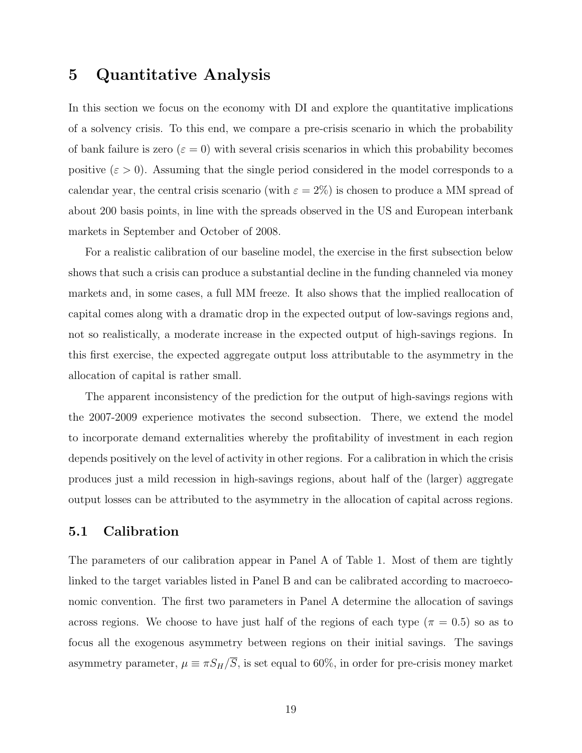# 5 Quantitative Analysis

In this section we focus on the economy with DI and explore the quantitative implications of a solvency crisis. To this end, we compare a pre-crisis scenario in which the probability of bank failure is zero ($\varepsilon = 0$) with several crisis scenarios in which this probability becomes positive ($\varepsilon > 0$). Assuming that the single period considered in the model corresponds to a calendar year, the central crisis scenario (with $\varepsilon = 2\%$) is chosen to produce a MM spread of about 200 basis points, in line with the spreads observed in the US and European interbank markets in September and October of 2008.

For a realistic calibration of our baseline model, the exercise in the first subsection below shows that such a crisis can produce a substantial decline in the funding channeled via money markets and, in some cases, a full MM freeze. It also shows that the implied reallocation of capital comes along with a dramatic drop in the expected output of low-savings regions and, not so realistically, a moderate increase in the expected output of high-savings regions. In this first exercise, the expected aggregate output loss attributable to the asymmetry in the allocation of capital is rather small.

The apparent inconsistency of the prediction for the output of high-savings regions with the 2007-2009 experience motivates the second subsection. There, we extend the model to incorporate demand externalities whereby the profitability of investment in each region depends positively on the level of activity in other regions. For a calibration in which the crisis produces just a mild recession in high-savings regions, about half of the (larger) aggregate output losses can be attributed to the asymmetry in the allocation of capital across regions.

## 5.1 Calibration

The parameters of our calibration appear in Panel A of Table 1. Most of them are tightly linked to the target variables listed in Panel B and can be calibrated according to macroeconomic convention. The first two parameters in Panel A determine the allocation of savings across regions. We choose to have just half of the regions of each type ($\pi = 0.5$) so as to focus all the exogenous asymmetry between regions on their initial savings. The savings asymmetry parameter, $\mu \equiv \pi S_H/\overline{S}$, is set equal to 60%, in order for pre-crisis money market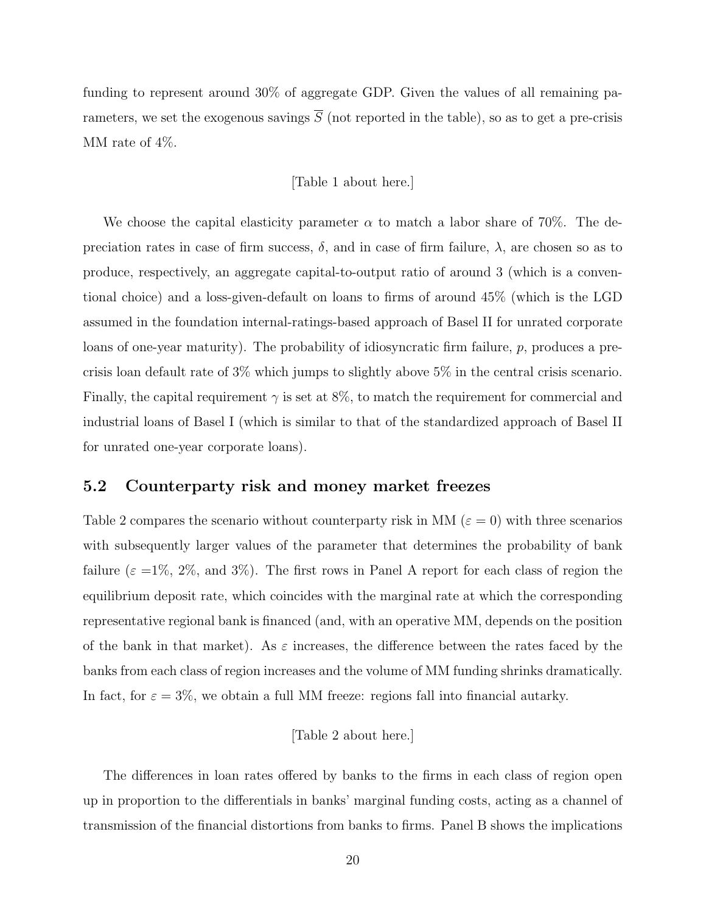funding to represent around 30% of aggregate GDP. Given the values of all remaining parameters, we set the exogenous savings $\overline{S}$ (not reported in the table), so as to get a pre-crisis MM rate of 4%.

[Table 1 about here.]

We choose the capital elasticity parameter $\alpha$ to match a labor share of 70%. The depreciation rates in case of firm success, $\delta$, and in case of firm failure, $\lambda$, are chosen so as to produce, respectively, an aggregate capital-to-output ratio of around 3 (which is a conventional choice) and a loss-given-default on loans to firms of around 45% (which is the LGD assumed in the foundation internal-ratings-based approach of Basel II for unrated corporate loans of one-year maturity). The probability of idiosyncratic firm failure, $p$, produces a pre-crisis loan default rate of 3% which jumps to slightly above 5% in the central crisis scenario. Finally, the capital requirement $\gamma$ is set at 8%, to match the requirement for commercial and industrial loans of Basel I (which is similar to that of the standardized approach of Basel II for unrated one-year corporate loans).

## 5.2 Counterparty risk and money market freezes

Table 2 compares the scenario without counterparty risk in MM ($\varepsilon = 0$) with three scenarios with subsequently larger values of the parameter that determines the probability of bank failure ($\varepsilon =$1%, 2%, and 3%). The first rows in Panel A report for each class of region the equilibrium deposit rate, which coincides with the marginal rate at which the corresponding representative regional bank is financed (and, with an operative MM, depends on the position of the bank in that market). As $\varepsilon$ increases, the difference between the rates faced by the banks from each class of region increases and the volume of MM funding shrinks dramatically. In fact, for $\varepsilon = 3\%$, we obtain a full MM freeze: regions fall into financial autarky.

[Table 2 about here.]

The differences in loan rates offered by banks to the firms in each class of region open up in proportion to the differentials in banks' marginal funding costs, acting as a channel of transmission of the financial distortions from banks to firms. Panel B shows the implications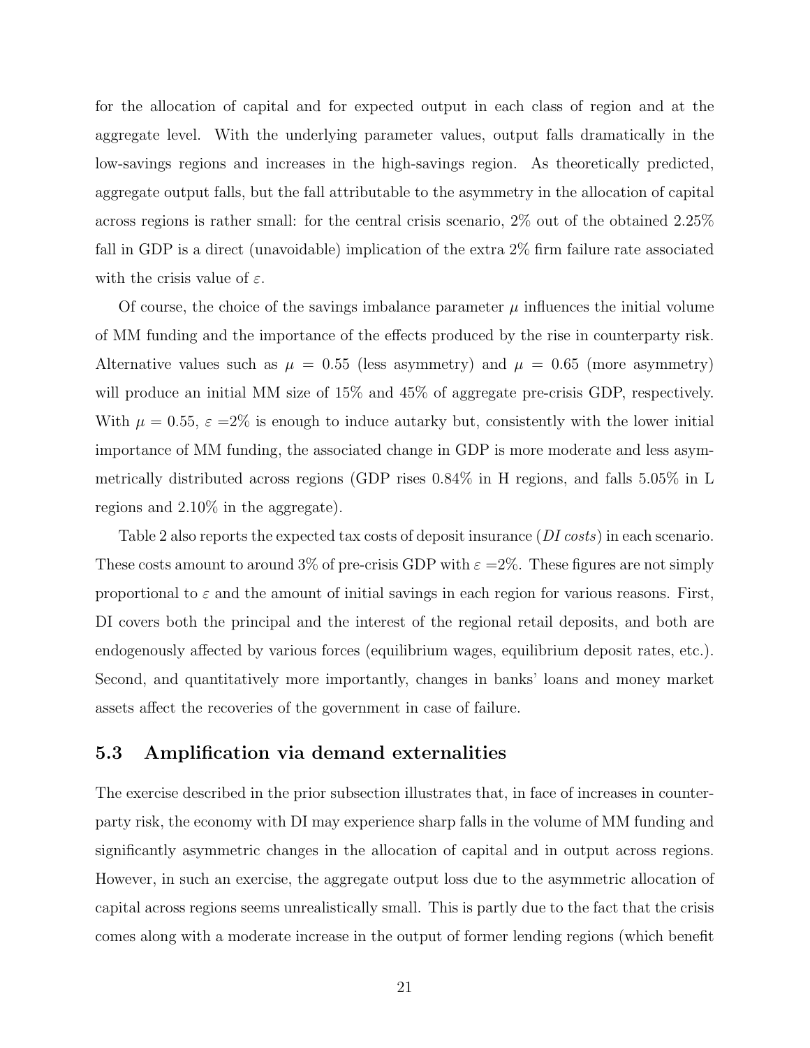for the allocation of capital and for expected output in each class of region and at the aggregate level. With the underlying parameter values, output falls dramatically in the low-savings regions and increases in the high-savings region. As theoretically predicted, aggregate output falls, but the fall attributable to the asymmetry in the allocation of capital across regions is rather small: for the central crisis scenario, 2% out of the obtained 2.25% fall in GDP is a direct (unavoidable) implication of the extra 2% firm failure rate associated with the crisis value of $\varepsilon$.

Of course, the choice of the savings imbalance parameter $\mu$ influences the initial volume of MM funding and the importance of the effects produced by the rise in counterparty risk. Alternative values such as $\mu = 0.55$ (less asymmetry) and $\mu = 0.65$ (more asymmetry) will produce an initial MM size of 15% and 45% of aggregate pre-crisis GDP, respectively. With $\mu = 0.55$, $\varepsilon =2\%$ is enough to induce autarky but, consistently with the lower initial importance of MM funding, the associated change in GDP is more moderate and less asymmetrically distributed across regions (GDP rises 0.84% in H regions, and falls 5.05% in L regions and 2.10% in the aggregate).

Table 2 also reports the expected tax costs of deposit insurance (*DI costs*) in each scenario. These costs amount to around 3% of pre-crisis GDP with $\varepsilon =2\%$. These figures are not simply proportional to $\varepsilon$ and the amount of initial savings in each region for various reasons. First, DI covers both the principal and the interest of the regional retail deposits, and both are endogenously affected by various forces (equilibrium wages, equilibrium deposit rates, etc.). Second, and quantitatively more importantly, changes in banks' loans and money market assets affect the recoveries of the government in case of failure.

### 5.3 Amplification via demand externalities

The exercise described in the prior subsection illustrates that, in face of increases in counterparty risk, the economy with DI may experience sharp falls in the volume of MM funding and significantly asymmetric changes in the allocation of capital and in output across regions. However, in such an exercise, the aggregate output loss due to the asymmetric allocation of capital across regions seems unrealistically small. This is partly due to the fact that the crisis comes along with a moderate increase in the output of former lending regions (which benefit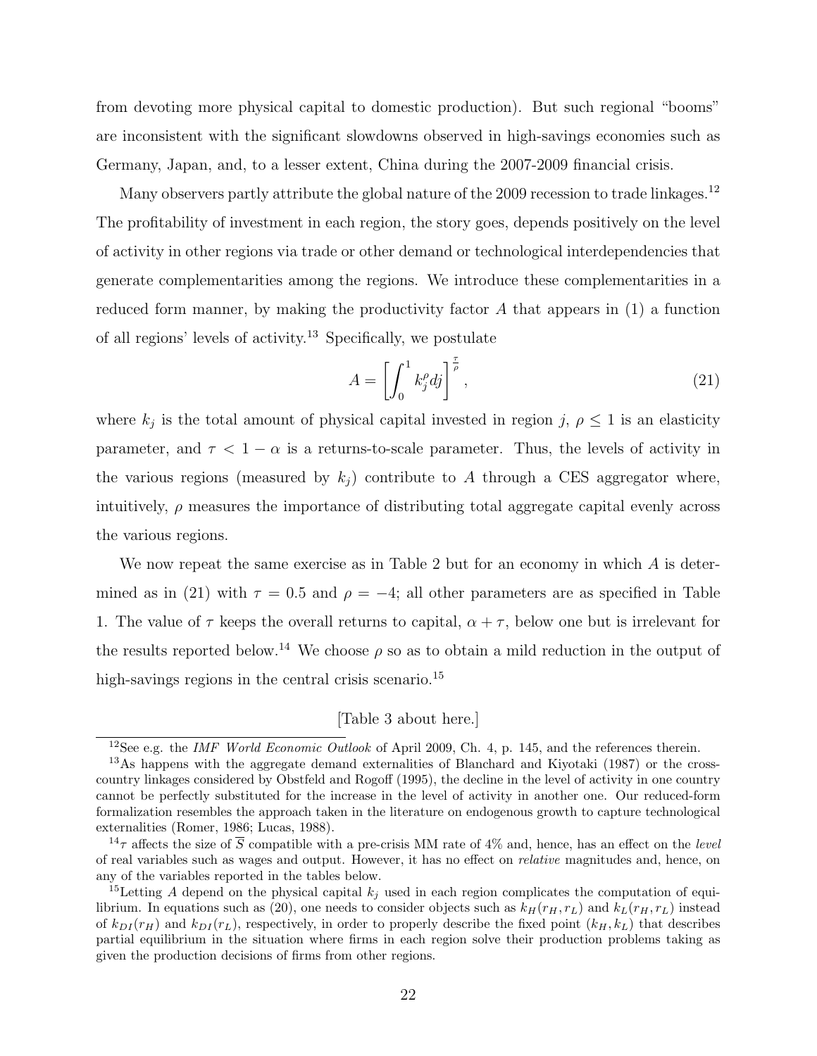from devoting more physical capital to domestic production). But such regional "booms" are inconsistent with the significant slowdowns observed in high-savings economies such as Germany, Japan, and, to a lesser extent, China during the 2007-2009 financial crisis.

Many observers partly attribute the global nature of the 2009 recession to trade linkages.[12] The profitability of investment in each region, the story goes, depends positively on the level of activity in other regions via trade or other demand or technological interdependencies that generate complementarities among the regions. We introduce these complementarities in a reduced form manner, by making the productivity factor $A$ that appears in (1) a function of all regions' levels of activity.[13] Specifically, we postulate

$$A = \left[ \int_0^1 k_j^{\rho} dj \right]^{\frac{\tau}{\rho}}, \tag{21}$$

where $k_j$ is the total amount of physical capital invested in region $j$, $\rho \leq 1$ is an elasticity parameter, and $\tau < 1 - \alpha$ is a returns-to-scale parameter. Thus, the levels of activity in the various regions (measured by $k_j$) contribute to $A$ through a CES aggregator where, intuitively, $\rho$ measures the importance of distributing total aggregate capital evenly across the various regions.

We now repeat the same exercise as in Table 2 but for an economy in which $A$ is determined as in (21) with $\tau = 0.5$ and $\rho = -4$; all other parameters are as specified in Table 1. The value of $\tau$ keeps the overall returns to capital, $\alpha + \tau$, below one but is irrelevant for the results reported below.[14] We choose $\rho$ so as to obtain a mild reduction in the output of high-savings regions in the central crisis scenario.[15]

[Table 3 about here.]

---

[12] See e.g. the *IMF World Economic Outlook* of April 2009, Ch. 4, p. 145, and the references therein.

[13] As happens with the aggregate demand externalities of Blanchard and Kiyotaki (1987) or the cross-country linkages considered by Obstfeld and Rogoff (1995), the decline in the level of activity in one country cannot be perfectly substituted for the increase in the level of activity in another one. Our reduced-form formalization resembles the approach taken in the literature on endogenous growth to capture technological externalities (Romer, 1986; Lucas, 1988).

[14] $\tau$ affects the size of $\overline{S}$ compatible with a pre-crisis MM rate of 4% and, hence, has an effect on the *level* of real variables such as wages and output. However, it has no effect on *relative* magnitudes and, hence, on any of the variables reported in the tables below.

[15] Letting $A$ depend on the physical capital $k_j$ used in each region complicates the computation of equilibrium. In equations such as (20), one needs to consider objects such as $k_H(r_H, r_L)$ and $k_L(r_H, r_L)$ instead of $k_{DI}(r_H)$ and $k_{DI}(r_L)$, respectively, in order to properly describe the fixed point $(k_H, k_L)$ that describes partial equilibrium in the situation where firms in each region solve their production problems taking as given the production decisions of firms from other regions.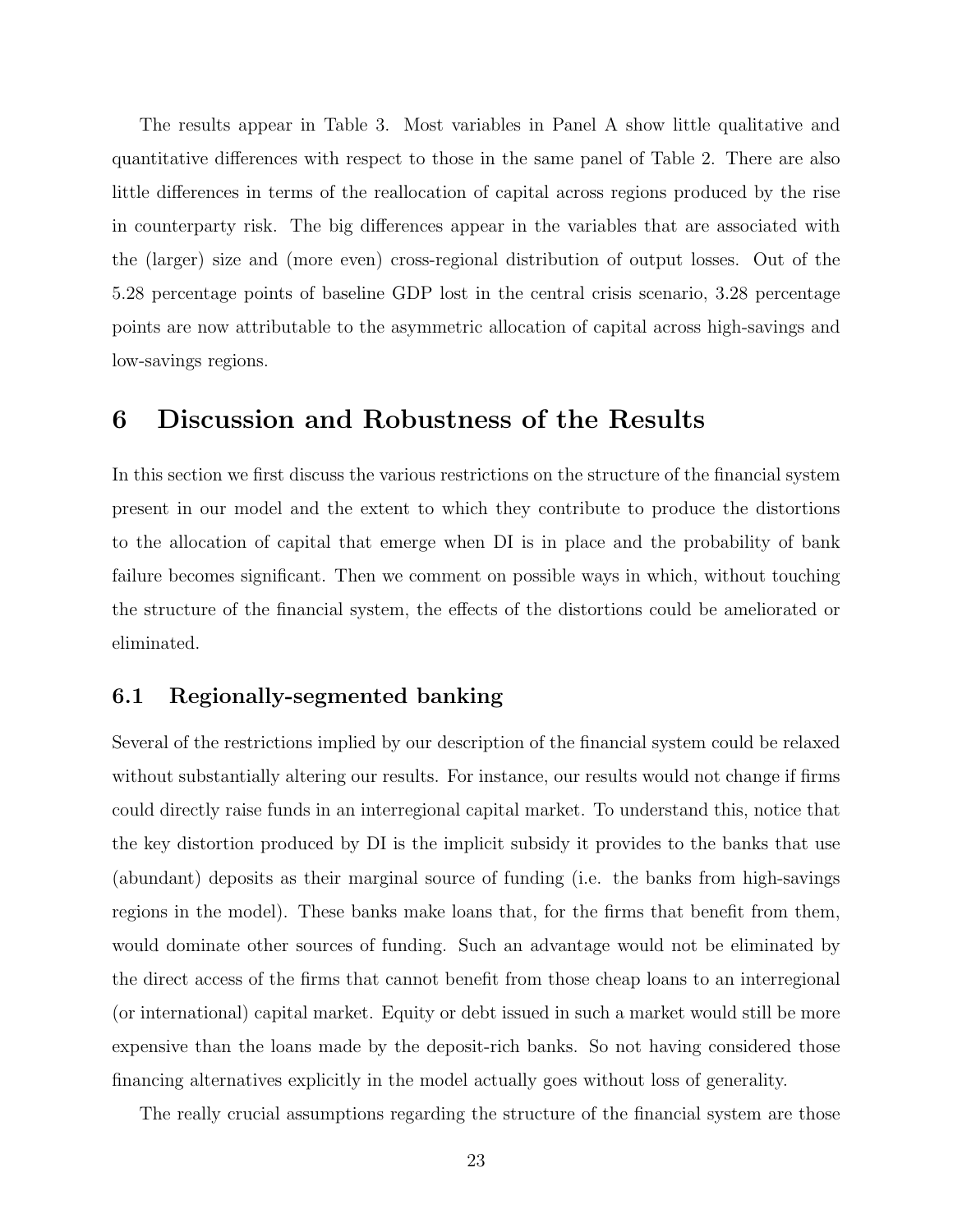The results appear in Table 3. Most variables in Panel A show little qualitative and quantitative differences with respect to those in the same panel of Table 2. There are also little differences in terms of the reallocation of capital across regions produced by the rise in counterparty risk. The big differences appear in the variables that are associated with the (larger) size and (more even) cross-regional distribution of output losses. Out of the 5.28 percentage points of baseline GDP lost in the central crisis scenario, 3.28 percentage points are now attributable to the asymmetric allocation of capital across high-savings and low-savings regions.

# 6 Discussion and Robustness of the Results

In this section we first discuss the various restrictions on the structure of the financial system present in our model and the extent to which they contribute to produce the distortions to the allocation of capital that emerge when DI is in place and the probability of bank failure becomes significant. Then we comment on possible ways in which, without touching the structure of the financial system, the effects of the distortions could be ameliorated or eliminated.

## 6.1 Regionally-segmented banking

Several of the restrictions implied by our description of the financial system could be relaxed without substantially altering our results. For instance, our results would not change if firms could directly raise funds in an interregional capital market. To understand this, notice that the key distortion produced by DI is the implicit subsidy it provides to the banks that use (abundant) deposits as their marginal source of funding (i.e. the banks from high-savings regions in the model). These banks make loans that, for the firms that benefit from them, would dominate other sources of funding. Such an advantage would not be eliminated by the direct access of the firms that cannot benefit from those cheap loans to an interregional (or international) capital market. Equity or debt issued in such a market would still be more expensive than the loans made by the deposit-rich banks. So not having considered those financing alternatives explicitly in the model actually goes without loss of generality.

The really crucial assumptions regarding the structure of the financial system are those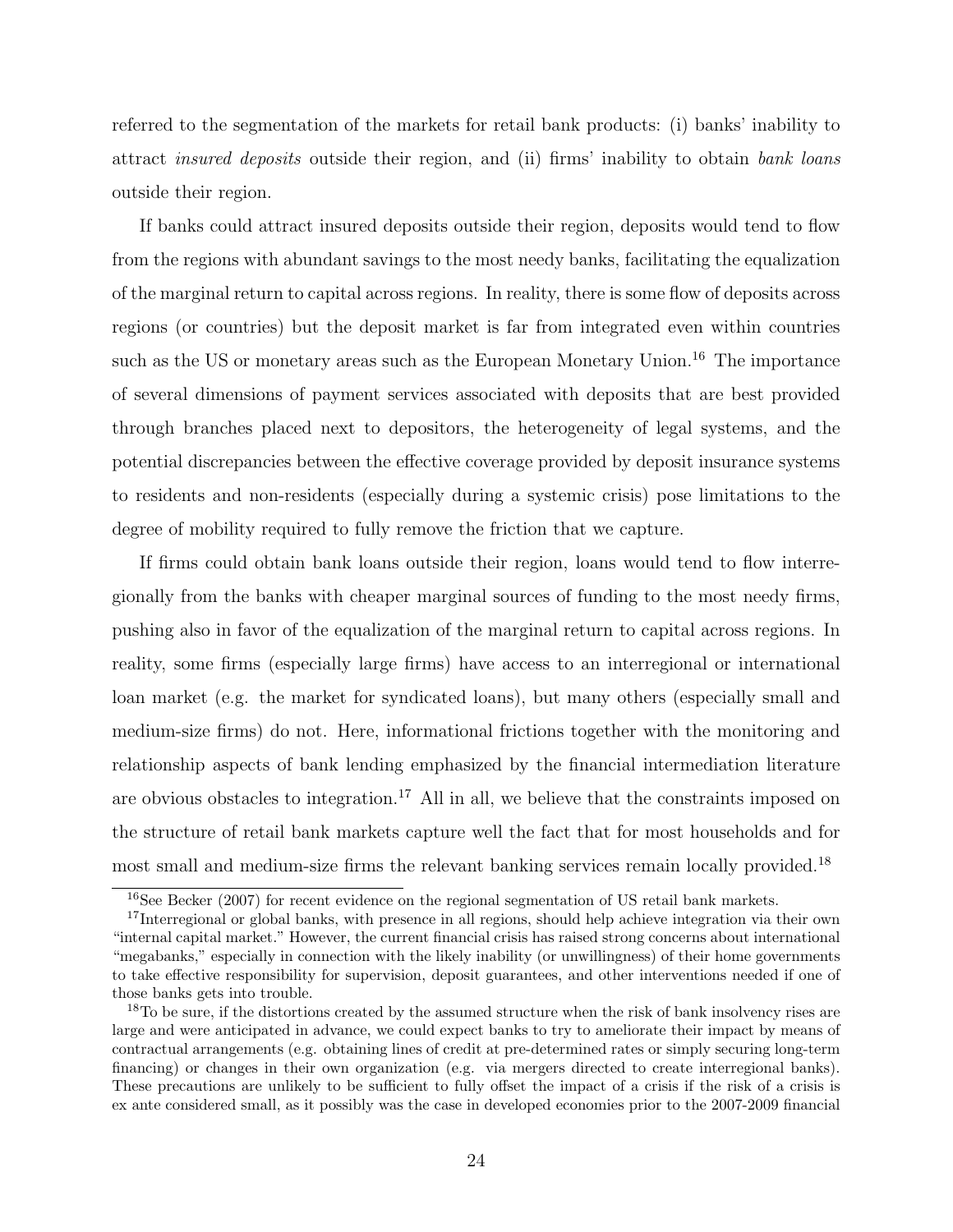referred to the segmentation of the markets for retail bank products: (i) banks' inability to attract *insured deposits* outside their region, and (ii) firms' inability to obtain *bank loans* outside their region.

If banks could attract insured deposits outside their region, deposits would tend to flow from the regions with abundant savings to the most needy banks, facilitating the equalization of the marginal return to capital across regions. In reality, there is some flow of deposits across regions (or countries) but the deposit market is far from integrated even within countries such as the US or monetary areas such as the European Monetary Union.[16] The importance of several dimensions of payment services associated with deposits that are best provided through branches placed next to depositors, the heterogeneity of legal systems, and the potential discrepancies between the effective coverage provided by deposit insurance systems to residents and non-residents (especially during a systemic crisis) pose limitations to the degree of mobility required to fully remove the friction that we capture.

If firms could obtain bank loans outside their region, loans would tend to flow interregionally from the banks with cheaper marginal sources of funding to the most needy firms, pushing also in favor of the equalization of the marginal return to capital across regions. In reality, some firms (especially large firms) have access to an interregional or international loan market (e.g. the market for syndicated loans), but many others (especially small and medium-size firms) do not. Here, informational frictions together with the monitoring and relationship aspects of bank lending emphasized by the financial intermediation literature are obvious obstacles to integration.[17] All in all, we believe that the constraints imposed on the structure of retail bank markets capture well the fact that for most households and for most small and medium-size firms the relevant banking services remain locally provided.[18]

[16] See Becker (2007) for recent evidence on the regional segmentation of US retail bank markets.

[17] Interregional or global banks, with presence in all regions, should help achieve integration via their own "internal capital market." However, the current financial crisis has raised strong concerns about international "megabanks," especially in connection with the likely inability (or unwillingness) of their home governments to take effective responsibility for supervision, deposit guarantees, and other interventions needed if one of those banks gets into trouble.

[18] To be sure, if the distortions created by the assumed structure when the risk of bank insolvency rises are large and were anticipated in advance, we could expect banks to try to ameliorate their impact by means of contractual arrangements (e.g. obtaining lines of credit at pre-determined rates or simply securing long-term financing) or changes in their own organization (e.g. via mergers directed to create interregional banks). These precautions are unlikely to be sufficient to fully offset the impact of a crisis if the risk of a crisis is ex ante considered small, as it possibly was the case in developed economies prior to the 2007-2009 financial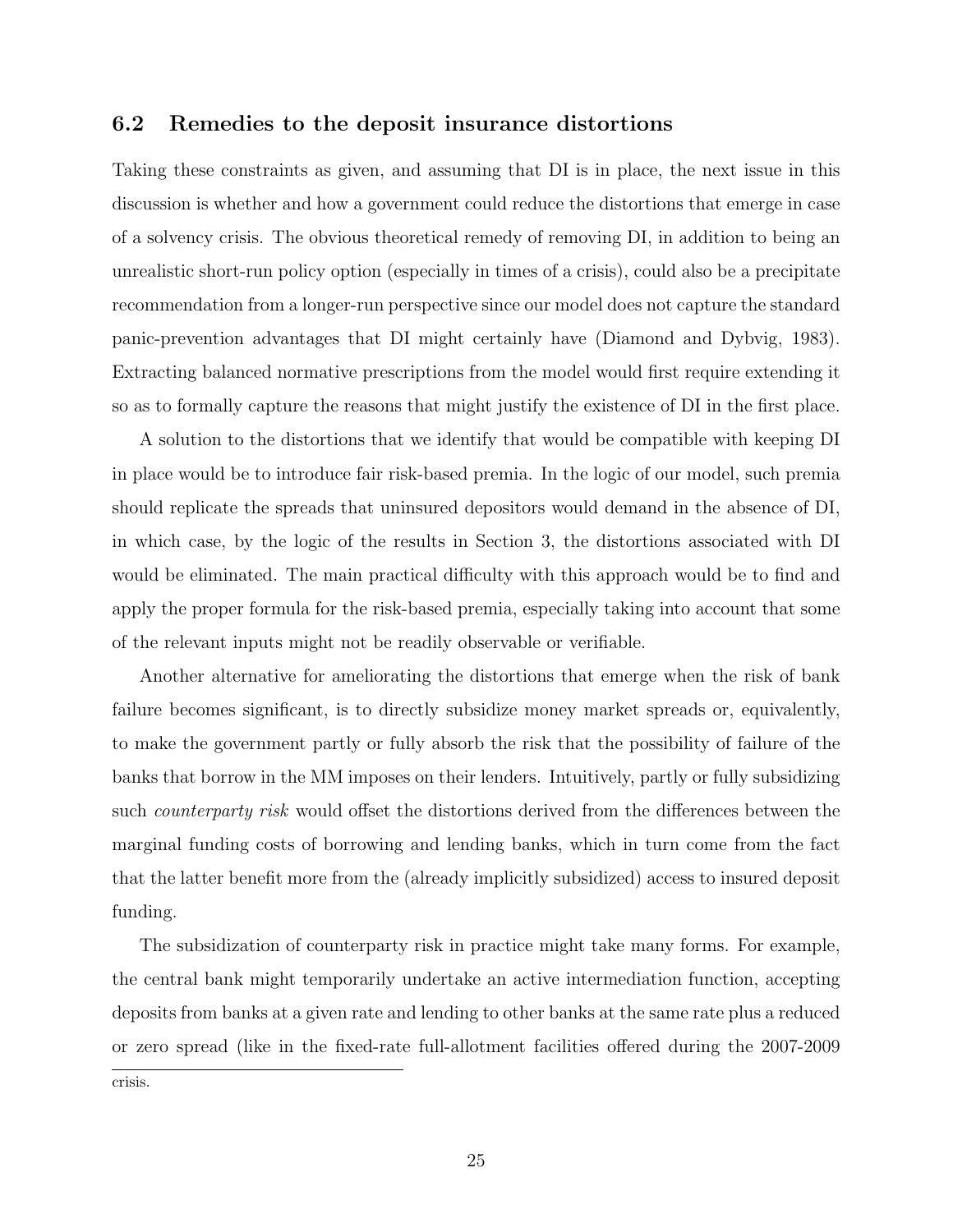## 6.2 Remedies to the deposit insurance distortions

Taking these constraints as given, and assuming that DI is in place, the next issue in this discussion is whether and how a government could reduce the distortions that emerge in case of a solvency crisis. The obvious theoretical remedy of removing DI, in addition to being an unrealistic short-run policy option (especially in times of a crisis), could also be a precipitate recommendation from a longer-run perspective since our model does not capture the standard panic-prevention advantages that DI might certainly have (Diamond and Dybvig, 1983). Extracting balanced normative prescriptions from the model would first require extending it so as to formally capture the reasons that might justify the existence of DI in the first place.

A solution to the distortions that we identify that would be compatible with keeping DI in place would be to introduce fair risk-based premia. In the logic of our model, such premia should replicate the spreads that uninsured depositors would demand in the absence of DI, in which case, by the logic of the results in Section 3, the distortions associated with DI would be eliminated. The main practical difficulty with this approach would be to find and apply the proper formula for the risk-based premia, especially taking into account that some of the relevant inputs might not be readily observable or verifiable.

Another alternative for ameliorating the distortions that emerge when the risk of bank failure becomes significant, is to directly subsidize money market spreads or, equivalently, to make the government partly or fully absorb the risk that the possibility of failure of the banks that borrow in the MM imposes on their lenders. Intuitively, partly or fully subsidizing such *counterparty risk* would offset the distortions derived from the differences between the marginal funding costs of borrowing and lending banks, which in turn come from the fact that the latter benefit more from the (already implicitly subsidized) access to insured deposit funding.

The subsidization of counterparty risk in practice might take many forms. For example, the central bank might temporarily undertake an active intermediation function, accepting deposits from banks at a given rate and lending to other banks at the same rate plus a reduced or zero spread (like in the fixed-rate full-allotment facilities offered during the 2007-2009 crisis.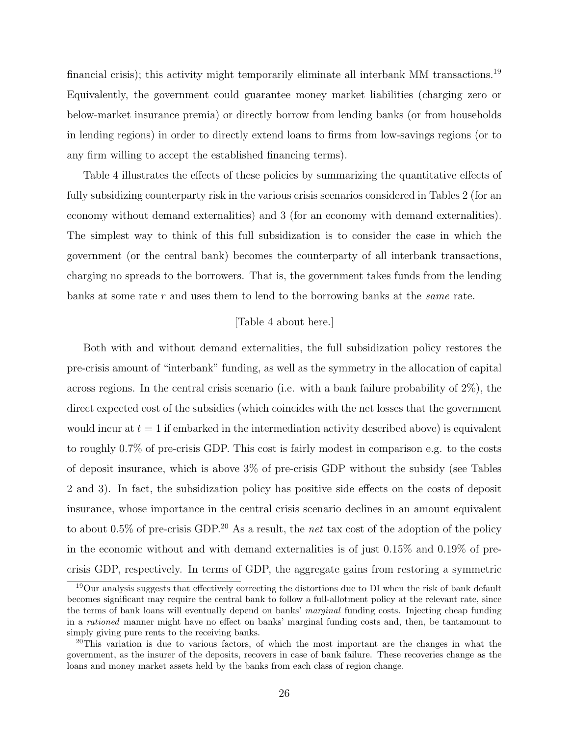financial crisis); this activity might temporarily eliminate all interbank MM transactions.[19] Equivalently, the government could guarantee money market liabilities (charging zero or below-market insurance premia) or directly borrow from lending banks (or from households in lending regions) in order to directly extend loans to firms from low-savings regions (or to any firm willing to accept the established financing terms).

Table 4 illustrates the effects of these policies by summarizing the quantitative effects of fully subsidizing counterparty risk in the various crisis scenarios considered in Tables 2 (for an economy without demand externalities) and 3 (for an economy with demand externalities). The simplest way to think of this full subsidization is to consider the case in which the government (or the central bank) becomes the counterparty of all interbank transactions, charging no spreads to the borrowers. That is, the government takes funds from the lending banks at some rate $r$ and uses them to lend to the borrowing banks at the *same* rate.

[Table 4 about here.]

Both with and without demand externalities, the full subsidization policy restores the pre-crisis amount of "interbank" funding, as well as the symmetry in the allocation of capital across regions. In the central crisis scenario (i.e. with a bank failure probability of 2%), the direct expected cost of the subsidies (which coincides with the net losses that the government would incur at $t = 1$ if embarked in the intermediation activity described above) is equivalent to roughly 0.7% of pre-crisis GDP. This cost is fairly modest in comparison e.g. to the costs of deposit insurance, which is above 3% of pre-crisis GDP without the subsidy (see Tables 2 and 3). In fact, the subsidization policy has positive side effects on the costs of deposit insurance, whose importance in the central crisis scenario declines in an amount equivalent to about 0.5% of pre-crisis GDP.[20] As a result, the *net* tax cost of the adoption of the policy in the economic without and with demand externalities is of just 0.15% and 0.19% of pre-crisis GDP, respectively. In terms of GDP, the aggregate gains from restoring a symmetric

[19] Our analysis suggests that effectively correcting the distortions due to DI when the risk of bank default becomes significant may require the central bank to follow a full-allotment policy at the relevant rate, since the terms of bank loans will eventually depend on banks' *marginal* funding costs. Injecting cheap funding in a *rationed* manner might have no effect on banks' marginal funding costs and, then, be tantamount to simply giving pure rents to the receiving banks.

[20] This variation is due to various factors, of which the most important are the changes in what the government, as the insurer of the deposits, recovers in case of bank failure. These recoveries change as the loans and money market assets held by the banks from each class of region change.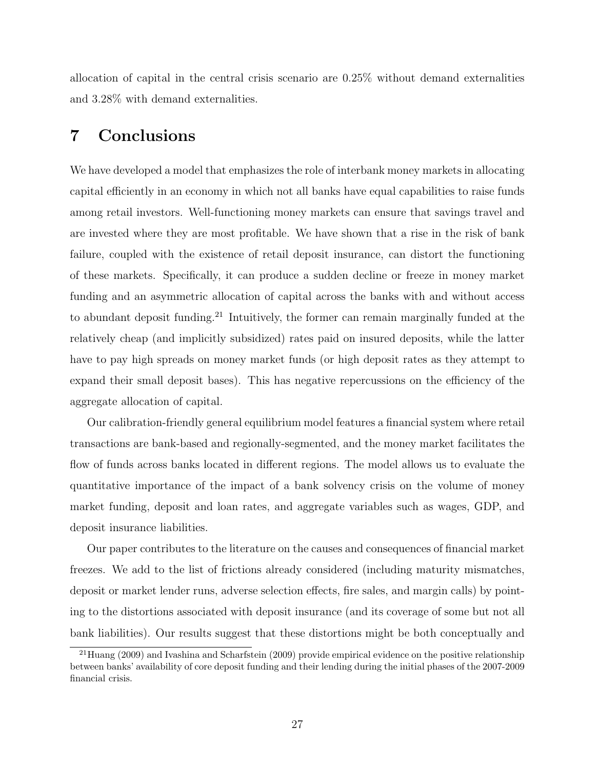allocation of capital in the central crisis scenario are 0.25% without demand externalities and 3.28% with demand externalities.

# 7 Conclusions

We have developed a model that emphasizes the role of interbank money markets in allocating capital efficiently in an economy in which not all banks have equal capabilities to raise funds among retail investors. Well-functioning money markets can ensure that savings travel and are invested where they are most profitable. We have shown that a rise in the risk of bank failure, coupled with the existence of retail deposit insurance, can distort the functioning of these markets. Specifically, it can produce a sudden decline or freeze in money market funding and an asymmetric allocation of capital across the banks with and without access to abundant deposit funding.[21] Intuitively, the former can remain marginally funded at the relatively cheap (and implicitly subsidized) rates paid on insured deposits, while the latter have to pay high spreads on money market funds (or high deposit rates as they attempt to expand their small deposit bases). This has negative repercussions on the efficiency of the aggregate allocation of capital.

Our calibration-friendly general equilibrium model features a financial system where retail transactions are bank-based and regionally-segmented, and the money market facilitates the flow of funds across banks located in different regions. The model allows us to evaluate the quantitative importance of the impact of a bank solvency crisis on the volume of money market funding, deposit and loan rates, and aggregate variables such as wages, GDP, and deposit insurance liabilities.

Our paper contributes to the literature on the causes and consequences of financial market freezes. We add to the list of frictions already considered (including maturity mismatches, deposit or market lender runs, adverse selection effects, fire sales, and margin calls) by pointing to the distortions associated with deposit insurance (and its coverage of some but not all bank liabilities). Our results suggest that these distortions might be both conceptually and

[21] Huang (2009) and Ivashina and Scharfstein (2009) provide empirical evidence on the positive relationship between banks' availability of core deposit funding and their lending during the initial phases of the 2007-2009 financial crisis.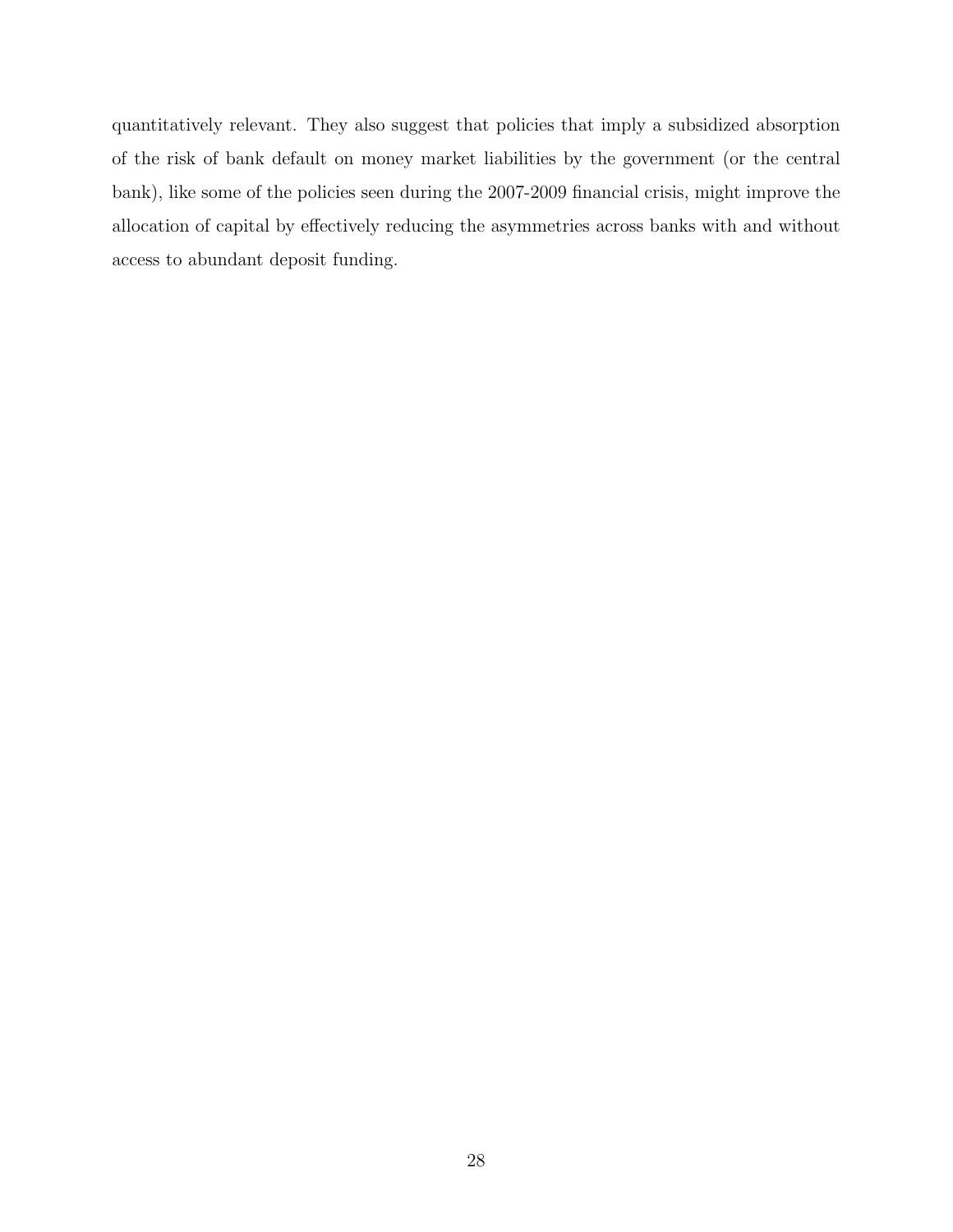quantitatively relevant. They also suggest that policies that imply a subsidized absorption of the risk of bank default on money market liabilities by the government (or the central bank), like some of the policies seen during the 2007-2009 financial crisis, might improve the allocation of capital by effectively reducing the asymmetries across banks with and without access to abundant deposit funding.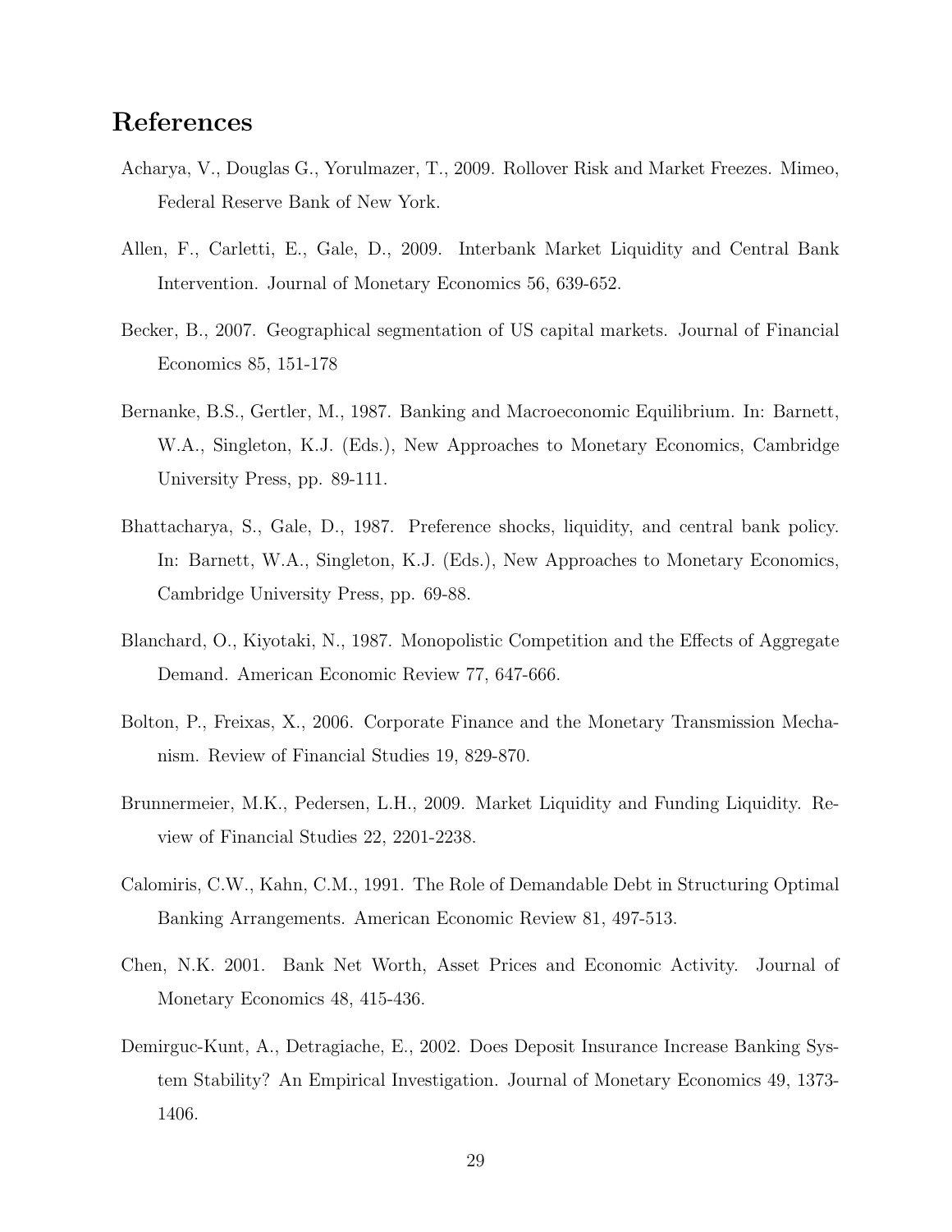## References

Acharya, V., Douglas G., Yorulmazer, T., 2009. Rollover Risk and Market Freezes. Mimeo, Federal Reserve Bank of New York.

Allen, F., Carletti, E., Gale, D., 2009. Interbank Market Liquidity and Central Bank Intervention. Journal of Monetary Economics 56, 639-652.

Becker, B., 2007. Geographical segmentation of US capital markets. Journal of Financial Economics 85, 151-178

Bernanke, B.S., Gertler, M., 1987. Banking and Macroeconomic Equilibrium. In: Barnett, W.A., Singleton, K.J. (Eds.), New Approaches to Monetary Economics, Cambridge University Press, pp. 89-111.

Bhattacharya, S., Gale, D., 1987. Preference shocks, liquidity, and central bank policy. In: Barnett, W.A., Singleton, K.J. (Eds.), New Approaches to Monetary Economics, Cambridge University Press, pp. 69-88.

Blanchard, O., Kiyotaki, N., 1987. Monopolistic Competition and the Effects of Aggregate Demand. American Economic Review 77, 647-666.

Bolton, P., Freixas, X., 2006. Corporate Finance and the Monetary Transmission Mechanism. Review of Financial Studies 19, 829-870.

Brunnermeier, M.K., Pedersen, L.H., 2009. Market Liquidity and Funding Liquidity. Review of Financial Studies 22, 2201-2238.

Calomiris, C.W., Kahn, C.M., 1991. The Role of Demandable Debt in Structuring Optimal Banking Arrangements. American Economic Review 81, 497-513.

Chen, N.K. 2001. Bank Net Worth, Asset Prices and Economic Activity. Journal of Monetary Economics 48, 415-436.

Demirguc-Kunt, A., Detragiache, E., 2002. Does Deposit Insurance Increase Banking System Stability? An Empirical Investigation. Journal of Monetary Economics 49, 1373-1406.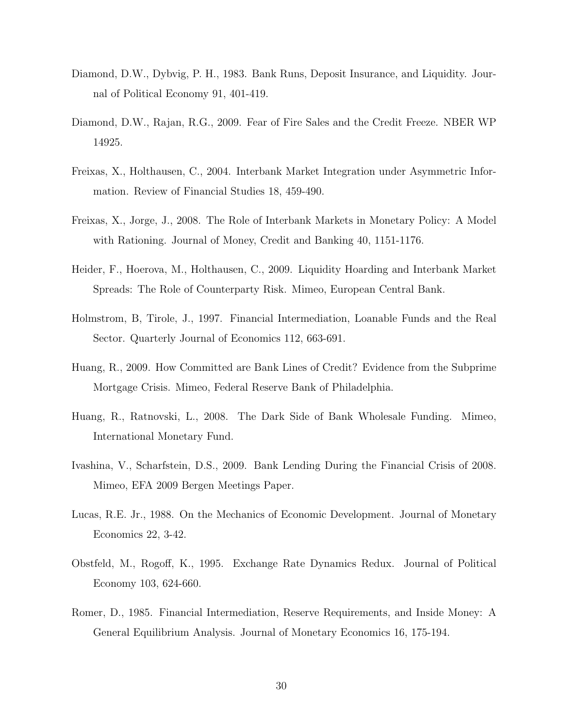Diamond, D.W., Dybvig, P. H., 1983. Bank Runs, Deposit Insurance, and Liquidity. Journal of Political Economy 91, 401-419.

Diamond, D.W., Rajan, R.G., 2009. Fear of Fire Sales and the Credit Freeze. NBER WP 14925.

Freixas, X., Holthausen, C., 2004. Interbank Market Integration under Asymmetric Information. Review of Financial Studies 18, 459-490.

Freixas, X., Jorge, J., 2008. The Role of Interbank Markets in Monetary Policy: A Model with Rationing. Journal of Money, Credit and Banking 40, 1151-1176.

Heider, F., Hoerova, M., Holthausen, C., 2009. Liquidity Hoarding and Interbank Market Spreads: The Role of Counterparty Risk. Mimeo, European Central Bank.

Holmstrom, B, Tirole, J., 1997. Financial Intermediation, Loanable Funds and the Real Sector. Quarterly Journal of Economics 112, 663-691.

Huang, R., 2009. How Committed are Bank Lines of Credit? Evidence from the Subprime Mortgage Crisis. Mimeo, Federal Reserve Bank of Philadelphia.

Huang, R., Ratnovski, L., 2008. The Dark Side of Bank Wholesale Funding. Mimeo, International Monetary Fund.

Ivashina, V., Scharfstein, D.S., 2009. Bank Lending During the Financial Crisis of 2008. Mimeo, EFA 2009 Bergen Meetings Paper.

Lucas, R.E. Jr., 1988. On the Mechanics of Economic Development. Journal of Monetary Economics 22, 3-42.

Obstfeld, M., Rogoff, K., 1995. Exchange Rate Dynamics Redux. Journal of Political Economy 103, 624-660.

Romer, D., 1985. Financial Intermediation, Reserve Requirements, and Inside Money: A General Equilibrium Analysis. Journal of Monetary Economics 16, 175-194.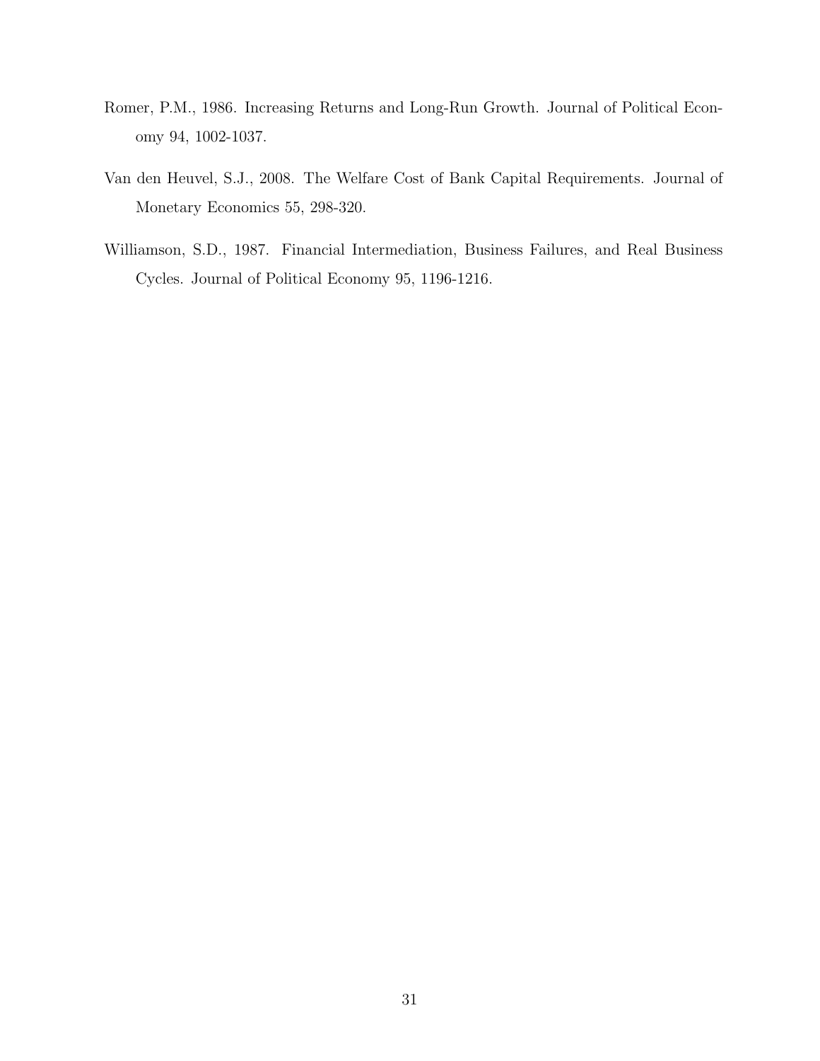Romer, P.M., 1986. Increasing Returns and Long-Run Growth. Journal of Political Economy 94, 1002-1037.

Van den Heuvel, S.J., 2008. The Welfare Cost of Bank Capital Requirements. Journal of Monetary Economics 55, 298-320.

Williamson, S.D., 1987. Financial Intermediation, Business Failures, and Real Business Cycles. Journal of Political Economy 95, 1196-1216.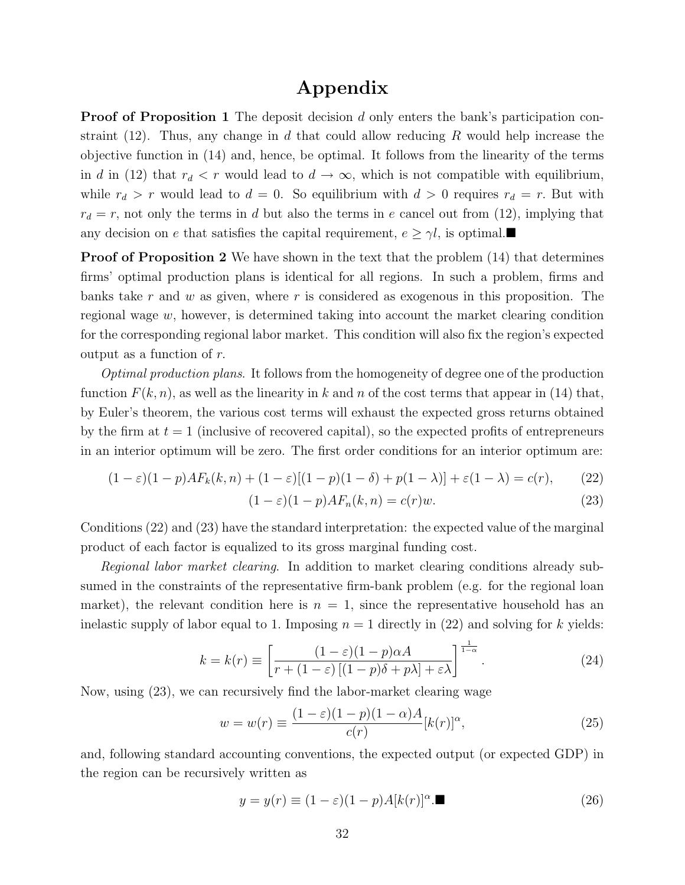# Appendix

**Proof of Proposition 1** The deposit decision $d$ only enters the bank's participation constraint (12). Thus, any change in $d$ that could allow reducing $R$ would help increase the objective function in (14) and, hence, be optimal. It follows from the linearity of the terms in $d$ in (12) that $r_d < r$ would lead to $d \to \infty$, which is not compatible with equilibrium, while $r_d > r$ would lead to $d = 0$. So equilibrium with $d > 0$ requires $r_d = r$. But with $r_d = r$, not only the terms in $d$ but also the terms in $e$ cancel out from (12), implying that any decision on $e$ that satisfies the capital requirement, $e \geq \gamma l$, is optimal.■

**Proof of Proposition 2** We have shown in the text that the problem (14) that determines firms' optimal production plans is identical for all regions. In such a problem, firms and banks take $r$ and $w$ as given, where $r$ is considered as exogenous in this proposition. The regional wage $w$, however, is determined taking into account the market clearing condition for the corresponding regional labor market. This condition will also fix the region's expected output as a function of $r$.

*Optimal production plans*. It follows from the homogeneity of degree one of the production function $F(k, n)$, as well as the linearity in $k$ and $n$ of the cost terms that appear in (14) that, by Euler's theorem, the various cost terms will exhaust the expected gross returns obtained by the firm at $t = 1$ (inclusive of recovered capital), so the expected profits of entrepreneurs in an interior optimum will be zero. The first order conditions for an interior optimum are:

$$(1-\varepsilon)(1-p)AF_k(k,n) + (1-\varepsilon)[(1-p)(1-\delta) + p(1-\lambda)] + \varepsilon(1-\lambda) = c(r), \tag{22}$$

$$(1-\varepsilon)(1-p)AF_n(k,n) = c(r)w. \tag{23}$$

Conditions (22) and (23) have the standard interpretation: the expected value of the marginal product of each factor is equalized to its gross marginal funding cost.

*Regional labor market clearing*. In addition to market clearing conditions already subsumed in the constraints of the representative firm-bank problem (e.g. for the regional loan market), the relevant condition here is $n = 1$, since the representative household has an inelastic supply of labor equal to 1. Imposing $n = 1$ directly in (22) and solving for $k$ yields:

$$k = k(r) \equiv \left[ \frac{(1-\varepsilon)(1-p)\alpha A}{r + (1-\varepsilon)\left[(1-p)\delta + p\lambda\right] + \varepsilon\lambda} \right]^{\frac{1}{1-\alpha}}. \tag{24}$$

Now, using (23), we can recursively find the labor-market clearing wage

$$w = w(r) \equiv \frac{(1-\varepsilon)(1-p)(1-\alpha)A}{c(r)}[k(r)]^{\alpha}, \tag{25}$$

and, following standard accounting conventions, the expected output (or expected GDP) in the region can be recursively written as

$$y = y(r) \equiv (1-\varepsilon)(1-p)A[k(r)]^{\alpha}.■ \tag{26}$$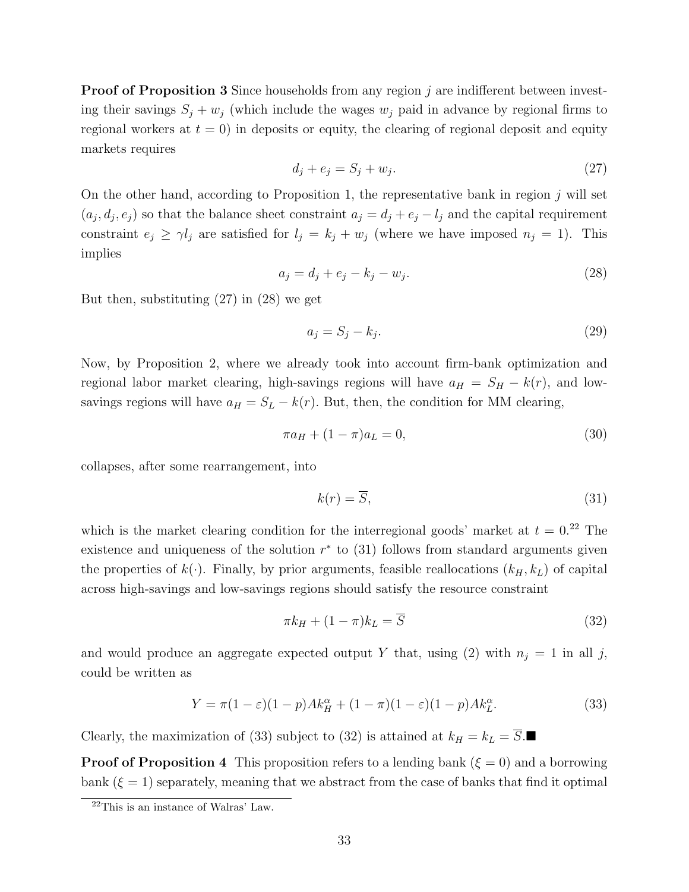**Proof of Proposition 3** Since households from any region $j$ are indifferent between investing their savings $S_j + w_j$ (which include the wages $w_j$ paid in advance by regional firms to regional workers at $t = 0$) in deposits or equity, the clearing of regional deposit and equity markets requires

$$d_j + e_j = S_j + w_j. \tag{27}$$

On the other hand, according to Proposition 1, the representative bank in region $j$ will set $(a_j, d_j, e_j)$ so that the balance sheet constraint $a_j = d_j + e_j - l_j$ and the capital requirement constraint $e_j \geq \gamma l_j$ are satisfied for $l_j = k_j + w_j$ (where we have imposed $n_j = 1$). This implies

$$a_j = d_j + e_j - k_j - w_j. \tag{28}$$

But then, substituting (27) in (28) we get

$$a_j = S_j - k_j. \tag{29}$$

Now, by Proposition 2, where we already took into account firm-bank optimization and regional labor market clearing, high-savings regions will have $a_H = S_H - k(r)$, and low-savings regions will have $a_H = S_L - k(r)$. But, then, the condition for MM clearing,

$$\pi a_H + (1 - \pi) a_L = 0, \tag{30}$$

collapses, after some rearrangement, into

$$k(r) = \overline{S}, \tag{31}$$

which is the market clearing condition for the interregional goods' market at $t = 0$.[22] The existence and uniqueness of the solution $r^*$ to (31) follows from standard arguments given the properties of $k(\cdot)$. Finally, by prior arguments, feasible reallocations $(k_H, k_L)$ of capital across high-savings and low-savings regions should satisfy the resource constraint

$$\pi k_H + (1 - \pi) k_L = \overline{S} \tag{32}$$

and would produce an aggregate expected output $Y$ that, using (2) with $n_j = 1$ in all $j$, could be written as

$$Y = \pi(1 - \varepsilon)(1 - p)Ak_H^{\alpha} + (1 - \pi)(1 - \varepsilon)(1 - p)Ak_L^{\alpha}. \tag{33}$$

Clearly, the maximization of (33) subject to (32) is attained at $k_H = k_L = \overline{S}$.■

**Proof of Proposition 4** This proposition refers to a lending bank ($\xi = 0$) and a borrowing bank ($\xi = 1$) separately, meaning that we abstract from the case of banks that find it optimal

[22] This is an instance of Walras' Law.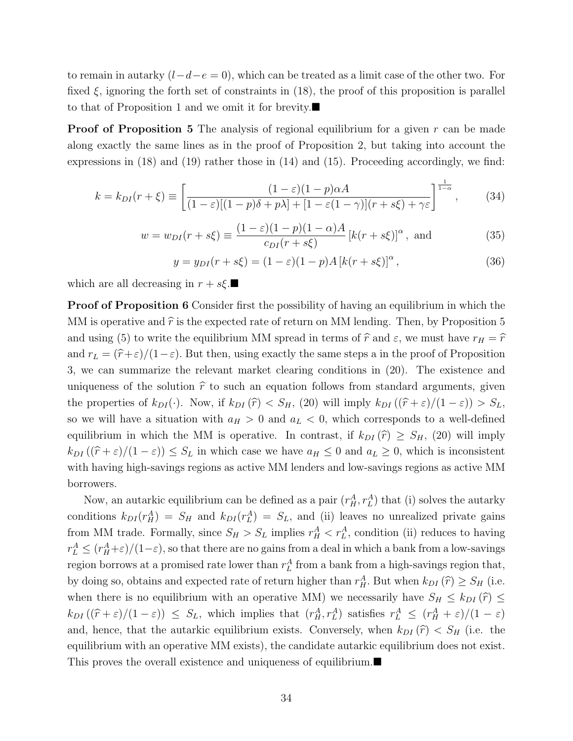to remain in autarky ($l-d-e=0$), which can be treated as a limit case of the other two. For fixed $\xi$, ignoring the forth set of constraints in (18), the proof of this proposition is parallel to that of Proposition 1 and we omit it for brevity.■

**Proof of Proposition 5** The analysis of regional equilibrium for a given $r$ can be made along exactly the same lines as in the proof of Proposition 2, but taking into account the expressions in (18) and (19) rather those in (14) and (15). Proceeding accordingly, we find:

$$k = k_{DI}(r+\xi) \equiv \left[ \frac{(1-\varepsilon)(1-p)\alpha A}{(1-\varepsilon)[(1-p)\delta + p\lambda] + [1-\varepsilon(1-\gamma)](r+s\xi) + \gamma\varepsilon} \right]^{\frac{1}{1-\alpha}}, \tag{34}$$

$$w = w_{DI}(r+s\xi) \equiv \frac{(1-\varepsilon)(1-p)(1-\alpha)A}{c_{DI}(r+s\xi)} \left[k(r+s\xi)\right]^{\alpha}, \text{ and} \tag{35}$$

$$y = y_{DI}(r+s\xi) = (1-\varepsilon)(1-p)A\left[k(r+s\xi)\right]^{\alpha}, \tag{36}$$

which are all decreasing in $r+s\xi$.■

**Proof of Proposition 6** Consider first the possibility of having an equilibrium in which the MM is operative and $\widehat{r}$ is the expected rate of return on MM lending. Then, by Proposition 5 and using (5) to write the equilibrium MM spread in terms of $\widehat{r}$ and $\varepsilon$, we must have $r_H = \widehat{r}$ and $r_L = (\widehat{r}+\varepsilon)/(1-\varepsilon)$. But then, using exactly the same steps a in the proof of Proposition 3, we can summarize the relevant market clearing conditions in (20). The existence and uniqueness of the solution $\widehat{r}$ to such an equation follows from standard arguments, given the properties of $k_{DI}(\cdot)$. Now, if $k_{DI}(\widehat{r}) < S_H$, (20) will imply $k_{DI}((\widehat{r}+\varepsilon)/(1-\varepsilon)) > S_L$, so we will have a situation with $a_H > 0$ and $a_L < 0$, which corresponds to a well-defined equilibrium in which the MM is operative. In contrast, if $k_{DI}(\widehat{r}) \geq S_H$, (20) will imply $k_{DI}((\widehat{r}+\varepsilon)/(1-\varepsilon)) \leq S_L$ in which case we have $a_H \leq 0$ and $a_L \geq 0$, which is inconsistent with having high-savings regions as active MM lenders and low-savings regions as active MM borrowers.

Now, an autarkic equilibrium can be defined as a pair $(r_H^A, r_L^A)$ that (i) solves the autarky conditions $k_{DI}(r_H^A) = S_H$ and $k_{DI}(r_L^A) = S_L$, and (ii) leaves no unrealized private gains from MM trade. Formally, since $S_H > S_L$ implies $r_H^A < r_L^A$, condition (ii) reduces to having $r_L^A \leq (r_H^A+\varepsilon)/(1-\varepsilon)$, so that there are no gains from a deal in which a bank from a low-savings region borrows at a promised rate lower than $r_L^A$ from a bank from a high-savings region that, by doing so, obtains and expected rate of return higher than $r_H^A$. But when $k_{DI}(\widehat{r}) \geq S_H$ (i.e. when there is no equilibrium with an operative MM) we necessarily have $S_H \leq k_{DI}(\widehat{r}) \leq k_{DI}((\widehat{r}+\varepsilon)/(1-\varepsilon)) \leq S_L$, which implies that $(r_H^A, r_L^A)$ satisfies $r_L^A \leq (r_H^A+\varepsilon)/(1-\varepsilon)$ and, hence, that the autarkic equilibrium exists. Conversely, when $k_{DI}(\widehat{r}) < S_H$ (i.e. the equilibrium with an operative MM exists), the candidate autarkic equilibrium does not exist. This proves the overall existence and uniqueness of equilibrium.■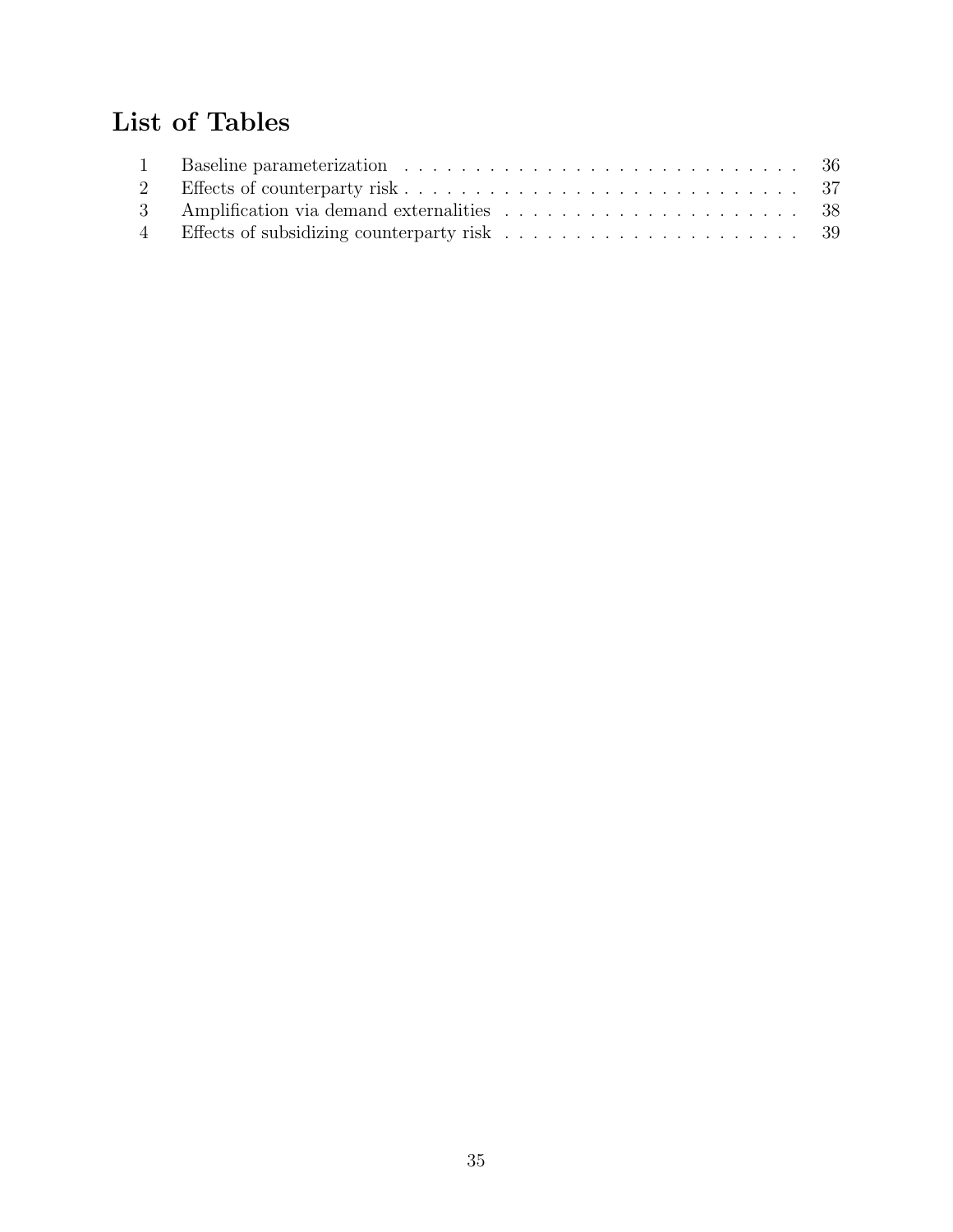# List of Tables

| | | |
|---|---|---|
| 1 | Baseline parameterization | 36 |
| 2 | Effects of counterparty risk | 37 |
| 3 | Amplification via demand externalities | 38 |
| 4 | Effects of subsidizing counterparty risk | 39 |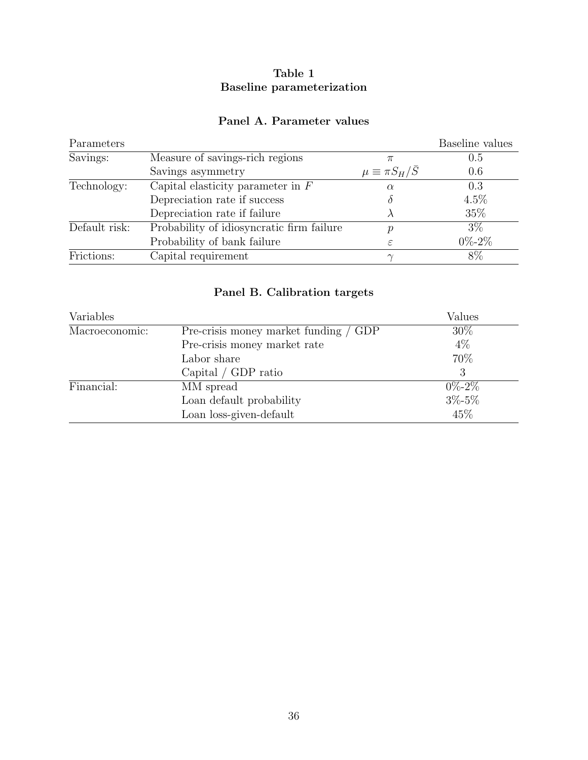# Table 1
## Baseline parameterization

### Panel A. Parameter values

| Parameters | | | Baseline values |
|---|---|---|---|
| Savings: | Measure of savings-rich regions | $\pi$ | 0.5 |
| | Savings asymmetry | $\mu \equiv \pi S_H / \bar{S}$ | 0.6 |
| Technology: | Capital elasticity parameter in $F$ | $\alpha$ | 0.3 |
| | Depreciation rate if success | $\delta$ | 4.5% |
| | Depreciation rate if failure | $\lambda$ | 35% |
| Default risk: | Probability of idiosyncratic firm failure | $p$ | 3% |
| | Probability of bank failure | $\varepsilon$ | 0%-2% |
| Frictions: | Capital requirement | $\gamma$ | 8% |

### Panel B. Calibration targets

| Variables | | Values |
|---|---|---|
| Macroeconomic: | Pre-crisis money market funding / GDP | 30% |
| | Pre-crisis money market rate | 4% |
| | Labor share | 70% |
| | Capital / GDP ratio | 3 |
| Financial: | MM spread | 0%-2% |
| | Loan default probability | 3%-5% |
| | Loan loss-given-default | 45% |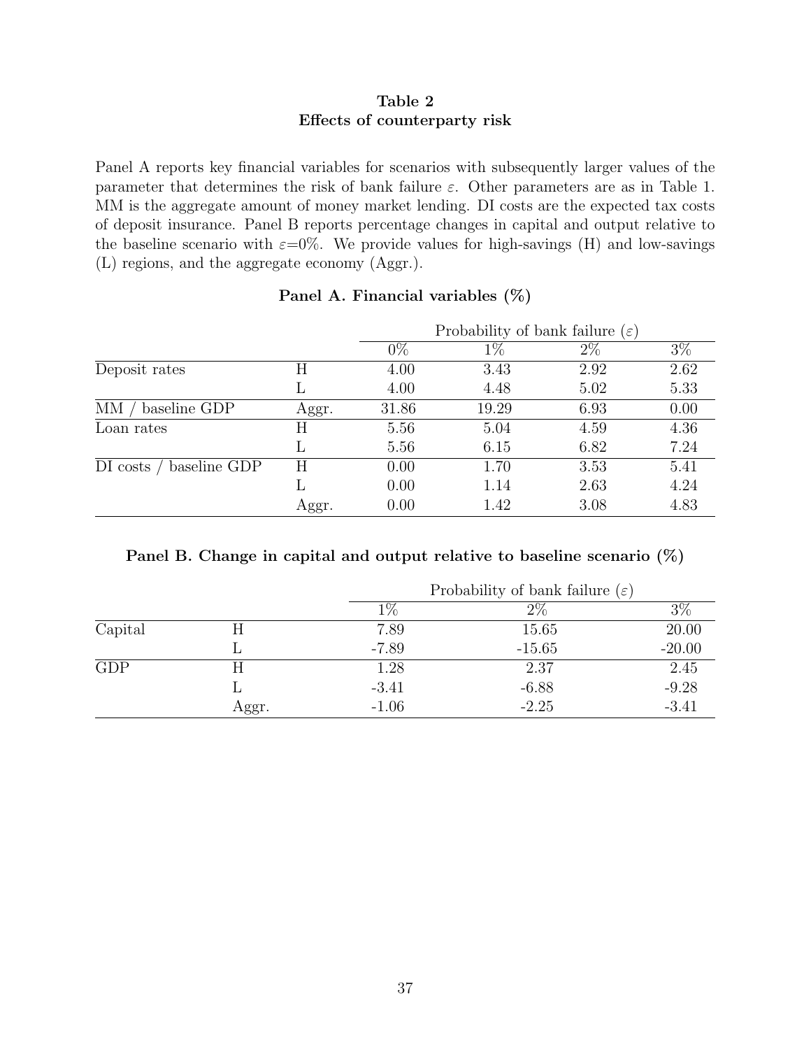**Table 2**
**Effects of counterparty risk**

Panel A reports key financial variables for scenarios with subsequently larger values of the parameter that determines the risk of bank failure $\varepsilon$. Other parameters are as in Table 1. MM is the aggregate amount of money market lending. DI costs are the expected tax costs of deposit insurance. Panel B reports percentage changes in capital and output relative to the baseline scenario with $\varepsilon$=0%. We provide values for high-savings (H) and low-savings (L) regions, and the aggregate economy (Aggr.).

**Panel A. Financial variables (%)**

| | | Probability of bank failure ($\varepsilon$) | | | |
|---|---|---|---|---|---|
| | | 0% | 1% | 2% | 3% |
| Deposit rates | H | 4.00 | 3.43 | 2.92 | 2.62 |
| | L | 4.00 | 4.48 | 5.02 | 5.33 |
| MM / baseline GDP | Aggr. | 31.86 | 19.29 | 6.93 | 0.00 |
| Loan rates | H | 5.56 | 5.04 | 4.59 | 4.36 |
| | L | 5.56 | 6.15 | 6.82 | 7.24 |
| DI costs / baseline GDP | H | 0.00 | 1.70 | 3.53 | 5.41 |
| | L | 0.00 | 1.14 | 2.63 | 4.24 |
| | Aggr. | 0.00 | 1.42 | 3.08 | 4.83 |

**Panel B. Change in capital and output relative to baseline scenario (%)**

| | | Probability of bank failure ($\varepsilon$) | | |
|---|---|---|---|---|
| | | 1% | 2% | 3% |
| Capital | H | 7.89 | 15.65 | 20.00 |
| | L | -7.89 | -15.65 | -20.00 |
| GDP | H | 1.28 | 2.37 | 2.45 |
| | L | -3.41 | -6.88 | -9.28 |
| | Aggr. | -1.06 | -2.25 | -3.41 |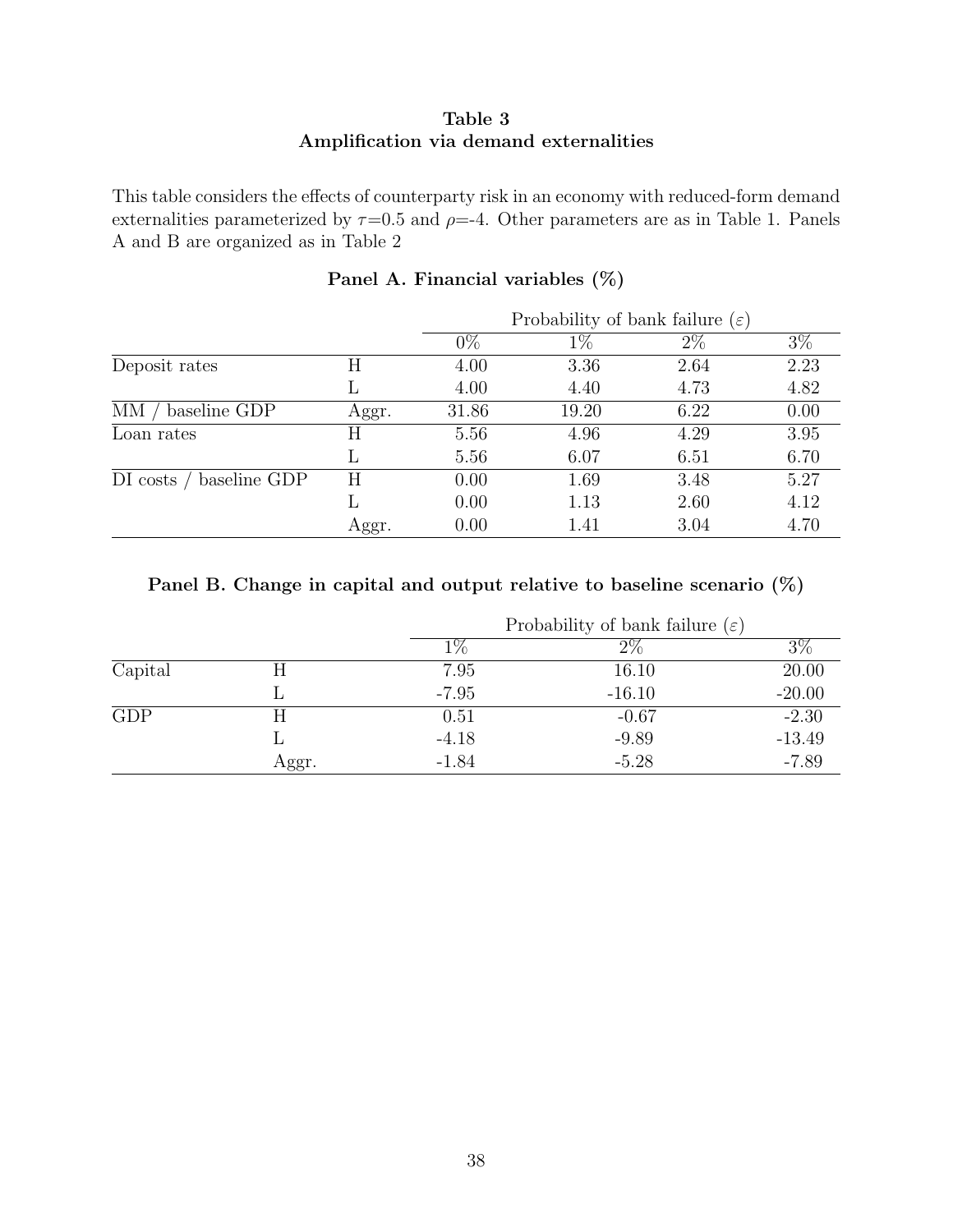**Table 3**
**Amplification via demand externalities**

This table considers the effects of counterparty risk in an economy with reduced-form demand externalities parameterized by $\tau$=0.5 and $\rho$=-4. Other parameters are as in Table 1. Panels A and B are organized as in Table 2

**Panel A. Financial variables (%)**

| | | Probability of bank failure ($\varepsilon$) | | | |
|---|---|---|---|---|---|
| | | 0% | 1% | 2% | 3% |
| Deposit rates | H | 4.00 | 3.36 | 2.64 | 2.23 |
| | L | 4.00 | 4.40 | 4.73 | 4.82 |
| MM / baseline GDP | Aggr. | 31.86 | 19.20 | 6.22 | 0.00 |
| Loan rates | H | 5.56 | 4.96 | 4.29 | 3.95 |
| | L | 5.56 | 6.07 | 6.51 | 6.70 |
| DI costs / baseline GDP | H | 0.00 | 1.69 | 3.48 | 5.27 |
| | L | 0.00 | 1.13 | 2.60 | 4.12 |
| | Aggr. | 0.00 | 1.41 | 3.04 | 4.70 |

**Panel B. Change in capital and output relative to baseline scenario (%)**

| | | Probability of bank failure ($\varepsilon$) | | |
|---|---|---|---|---|
| | | 1% | 2% | 3% |
| Capital | H | 7.95 | 16.10 | 20.00 |
| | L | -7.95 | -16.10 | -20.00 |
| GDP | H | 0.51 | -0.67 | -2.30 |
| | L | -4.18 | -9.89 | -13.49 |
| | Aggr. | -1.84 | -5.28 | -7.89 |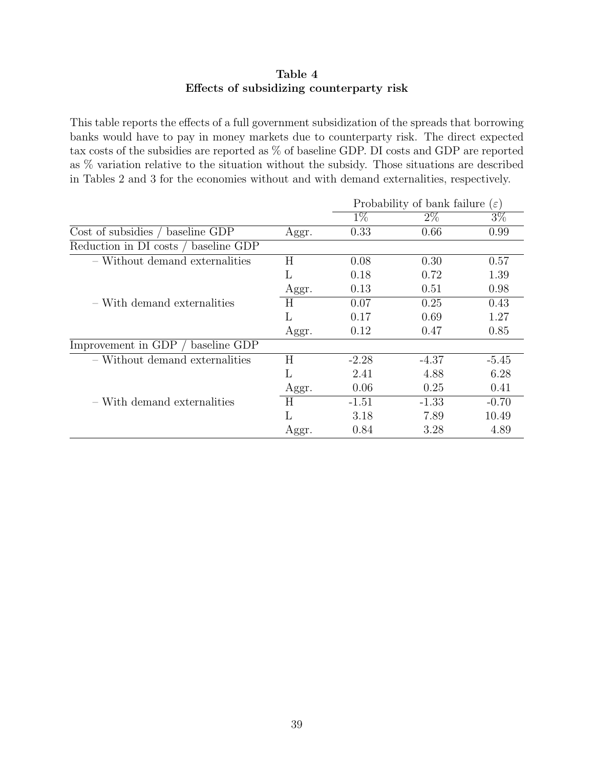**Table 4**
**Effects of subsidizing counterparty risk**

This table reports the effects of a full government subsidization of the spreads that borrowing banks would have to pay in money markets due to counterparty risk. The direct expected tax costs of the subsidies are reported as % of baseline GDP. DI costs and GDP are reported as % variation relative to the situation without the subsidy. Those situations are described in Tables 2 and 3 for the economies without and with demand externalities, respectively.

| | | Probability of bank failure ($\varepsilon$) | | |
|---|---|---|---|---|
| | | 1% | 2% | 3% |
| Cost of subsidies / baseline GDP | Aggr. | 0.33 | 0.66 | 0.99 |
| Reduction in DI costs / baseline GDP | | | | |
| – Without demand externalities | H | 0.08 | 0.30 | 0.57 |
| | L | 0.18 | 0.72 | 1.39 |
| | Aggr. | 0.13 | 0.51 | 0.98 |
| – With demand externalities | H | 0.07 | 0.25 | 0.43 |
| | L | 0.17 | 0.69 | 1.27 |
| | Aggr. | 0.12 | 0.47 | 0.85 |
| Improvement in GDP / baseline GDP | | | | |
| – Without demand externalities | H | -2.28 | -4.37 | -5.45 |
| | L | 2.41 | 4.88 | 6.28 |
| | Aggr. | 0.06 | 0.25 | 0.41 |
| – With demand externalities | H | -1.51 | -1.33 | -0.70 |
| | L | 3.18 | 7.89 | 10.49 |
| | Aggr. | 0.84 | 3.28 | 4.89 |